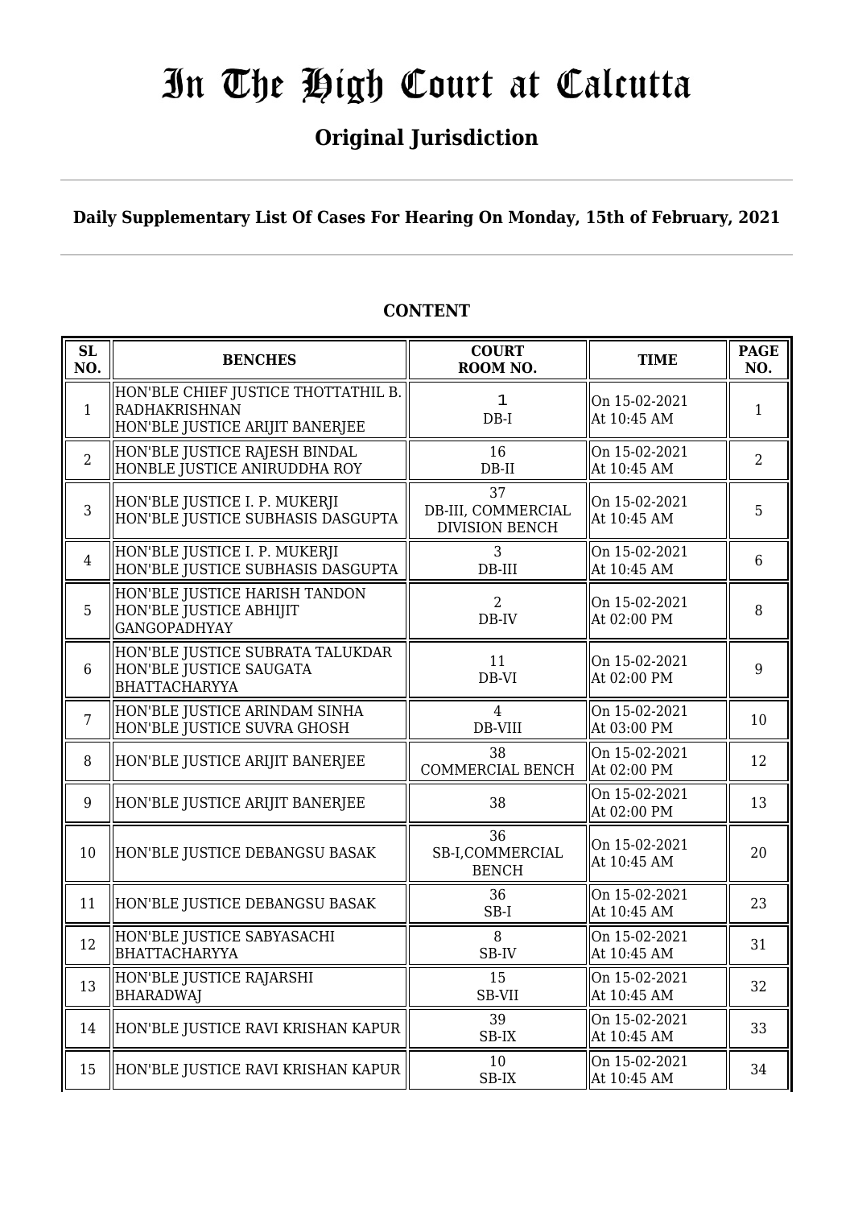# In The High Court at Calcutta

## Original Jurisdiction

**Daily Supplementary List Of Cases For Hearing On Monday, 15th of February, 2021**

**CONTENT**

| SL NO. | BENCHES | COURT ROOM NO. | TIME | PAGE NO. |
|---|---|---|---|---|
| 1 | HON'BLE CHIEF JUSTICE THOTTATHIL B. RADHAKRISHNAN<br>HON'BLE JUSTICE ARIJIT BANERJEE | 1<br>DB-I | On 15-02-2021<br>At 10:45 AM | 1 |
| 2 | HON'BLE JUSTICE RAJESH BINDAL<br>HONBLE JUSTICE ANIRUDDHA ROY | 16<br>DB-II | On 15-02-2021<br>At 10:45 AM | 2 |
| 3 | HON'BLE JUSTICE I. P. MUKERJI<br>HON'BLE JUSTICE SUBHASIS DASGUPTA | 37<br>DB-III, COMMERCIAL DIVISION BENCH | On 15-02-2021<br>At 10:45 AM | 5 |
| 4 | HON'BLE JUSTICE I. P. MUKERJI<br>HON'BLE JUSTICE SUBHASIS DASGUPTA | 3<br>DB-III | On 15-02-2021<br>At 10:45 AM | 6 |
| 5 | HON'BLE JUSTICE HARISH TANDON<br>HON'BLE JUSTICE ABHIJIT GANGOPADHYAY | 2<br>DB-IV | On 15-02-2021<br>At 02:00 PM | 8 |
| 6 | HON'BLE JUSTICE SUBRATA TALUKDAR<br>HON'BLE JUSTICE SAUGATA BHATTACHARYYA | 11<br>DB-VI | On 15-02-2021<br>At 02:00 PM | 9 |
| 7 | HON'BLE JUSTICE ARINDAM SINHA<br>HON'BLE JUSTICE SUVRA GHOSH | 4<br>DB-VIII | On 15-02-2021<br>At 03:00 PM | 10 |
| 8 | HON'BLE JUSTICE ARIJIT BANERJEE | 38<br>COMMERCIAL BENCH | On 15-02-2021<br>At 02:00 PM | 12 |
| 9 | HON'BLE JUSTICE ARIJIT BANERJEE | 38 | On 15-02-2021<br>At 02:00 PM | 13 |
| 10 | HON'BLE JUSTICE DEBANGSU BASAK | 36<br>SB-I,COMMERCIAL BENCH | On 15-02-2021<br>At 10:45 AM | 20 |
| 11 | HON'BLE JUSTICE DEBANGSU BASAK | 36<br>SB-I | On 15-02-2021<br>At 10:45 AM | 23 |
| 12 | HON'BLE JUSTICE SABYASACHI BHATTACHARYYA | 8<br>SB-IV | On 15-02-2021<br>At 10:45 AM | 31 |
| 13 | HON'BLE JUSTICE RAJARSHI BHARADWAJ | 15<br>SB-VII | On 15-02-2021<br>At 10:45 AM | 32 |
| 14 | HON'BLE JUSTICE RAVI KRISHAN KAPUR | 39<br>SB-IX | On 15-02-2021<br>At 10:45 AM | 33 |
| 15 | HON'BLE JUSTICE RAVI KRISHAN KAPUR | 10<br>SB-IX | On 15-02-2021<br>At 10:45 AM | 34 |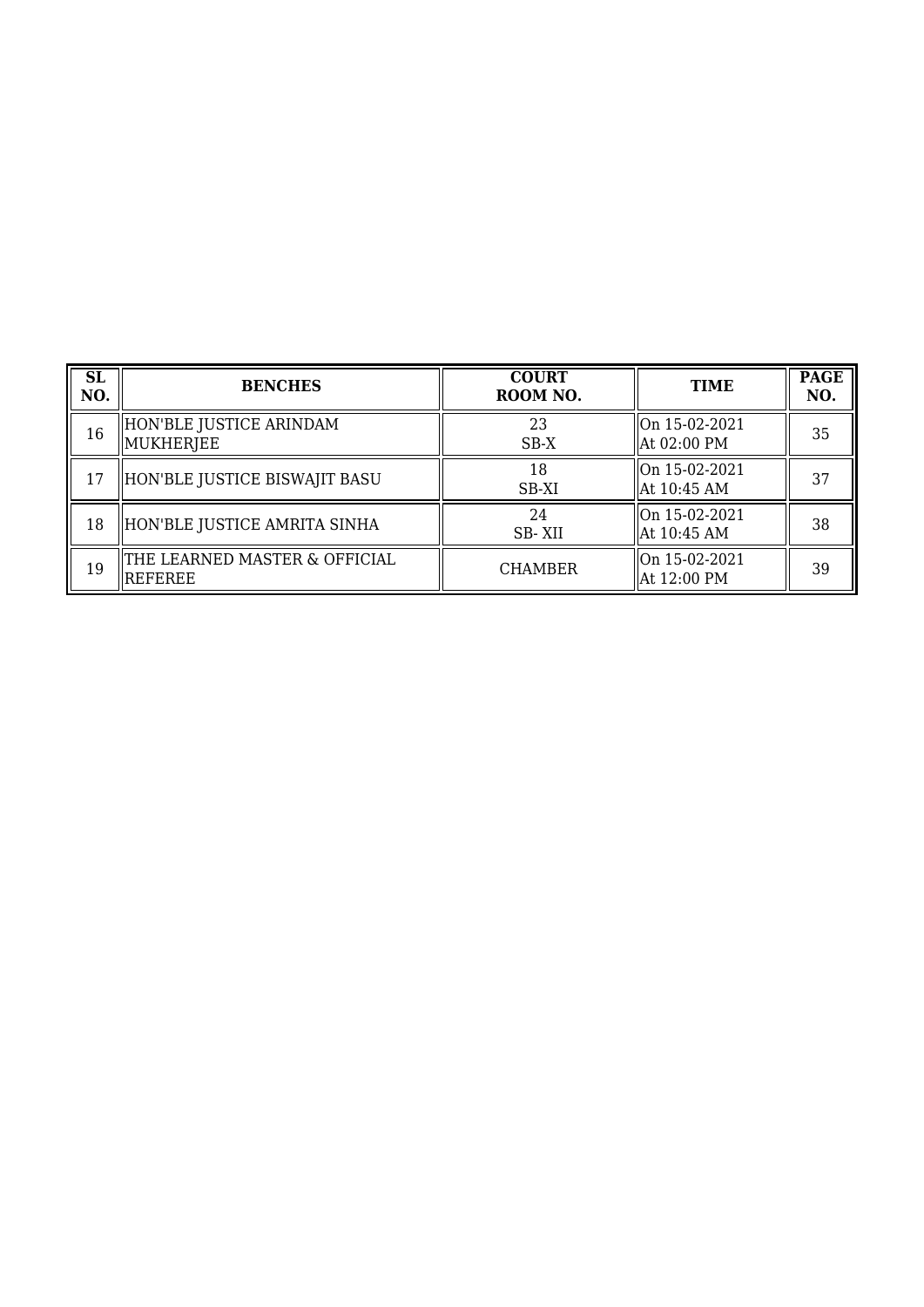| SL NO. | BENCHES | COURT ROOM NO. | TIME | PAGE NO. |
|---|---|---|---|---|
| 16 | HON'BLE JUSTICE ARINDAM MUKHERJEE | 23<br>SB-X | On 15-02-2021<br>At 02:00 PM | 35 |
| 17 | HON'BLE JUSTICE BISWAJIT BASU | 18<br>SB-XI | On 15-02-2021<br>At 10:45 AM | 37 |
| 18 | HON'BLE JUSTICE AMRITA SINHA | 24<br>SB- XII | On 15-02-2021<br>At 10:45 AM | 38 |
| 19 | THE LEARNED MASTER & OFFICIAL REFEREE | CHAMBER | On 15-02-2021<br>At 12:00 PM | 39 |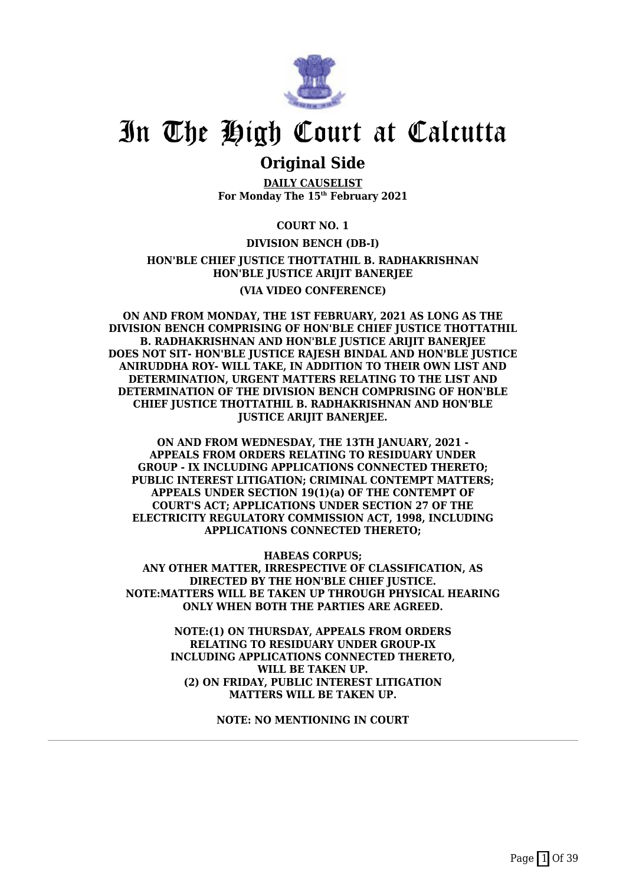# In The High Court at Calcutta

## Original Side

**DAILY CAUSELIST**
**For Monday The 15th February 2021**

**COURT NO. 1**

**DIVISION BENCH (DB-I)**

**HON'BLE CHIEF JUSTICE THOTTATHIL B. RADHAKRISHNAN**
**HON'BLE JUSTICE ARIJIT BANERJEE**

**(VIA VIDEO CONFERENCE)**

**ON AND FROM MONDAY, THE 1ST FEBRUARY, 2021 AS LONG AS THE DIVISION BENCH COMPRISING OF HON'BLE CHIEF JUSTICE THOTTATHIL B. RADHAKRISHNAN AND HON'BLE JUSTICE ARIJIT BANERJEE DOES NOT SIT- HON'BLE JUSTICE RAJESH BINDAL AND HON'BLE JUSTICE ANIRUDDHA ROY- WILL TAKE, IN ADDITION TO THEIR OWN LIST AND DETERMINATION, URGENT MATTERS RELATING TO THE LIST AND DETERMINATION OF THE DIVISION BENCH COMPRISING OF HON'BLE CHIEF JUSTICE THOTTATHIL B. RADHAKRISHNAN AND HON'BLE JUSTICE ARIJIT BANERJEE.**

**ON AND FROM WEDNESDAY, THE 13TH JANUARY, 2021 - APPEALS FROM ORDERS RELATING TO RESIDUARY UNDER GROUP - IX INCLUDING APPLICATIONS CONNECTED THERETO; PUBLIC INTEREST LITIGATION; CRIMINAL CONTEMPT MATTERS; APPEALS UNDER SECTION 19(1)(a) OF THE CONTEMPT OF COURT'S ACT; APPLICATIONS UNDER SECTION 27 OF THE ELECTRICITY REGULATORY COMMISSION ACT, 1998, INCLUDING APPLICATIONS CONNECTED THERETO;**

**HABEAS CORPUS;**
**ANY OTHER MATTER, IRRESPECTIVE OF CLASSIFICATION, AS DIRECTED BY THE HON'BLE CHIEF JUSTICE.**
**NOTE:MATTERS WILL BE TAKEN UP THROUGH PHYSICAL HEARING ONLY WHEN BOTH THE PARTIES ARE AGREED.**

**NOTE:(1) ON THURSDAY, APPEALS FROM ORDERS RELATING TO RESIDUARY UNDER GROUP-IX INCLUDING APPLICATIONS CONNECTED THERETO, WILL BE TAKEN UP.**
**(2) ON FRIDAY, PUBLIC INTEREST LITIGATION MATTERS WILL BE TAKEN UP.**

**NOTE: NO MENTIONING IN COURT**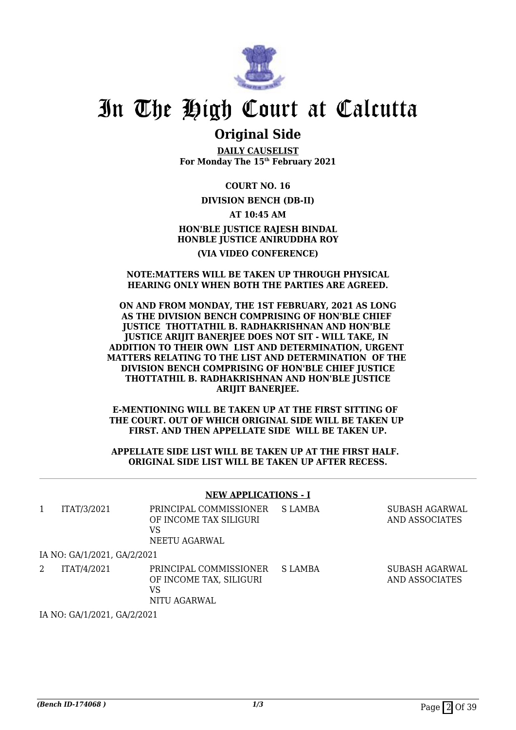# In The High Court at Calcutta

## Original Side

**DAILY CAUSELIST**
**For Monday The 15th February 2021**

**COURT NO. 16**

**DIVISION BENCH (DB-II)**

**AT 10:45 AM**

**HON'BLE JUSTICE RAJESH BINDAL**
**HONBLE JUSTICE ANIRUDDHA ROY**

**(VIA VIDEO CONFERENCE)**

**NOTE:MATTERS WILL BE TAKEN UP THROUGH PHYSICAL HEARING ONLY WHEN BOTH THE PARTIES ARE AGREED.**

**ON AND FROM MONDAY, THE 1ST FEBRUARY, 2021 AS LONG AS THE DIVISION BENCH COMPRISING OF HON'BLE CHIEF JUSTICE THOTTATHIL B. RADHAKRISHNAN AND HON'BLE JUSTICE ARIJIT BANERJEE DOES NOT SIT - WILL TAKE, IN ADDITION TO THEIR OWN LIST AND DETERMINATION, URGENT MATTERS RELATING TO THE LIST AND DETERMINATION OF THE DIVISION BENCH COMPRISING OF HON'BLE CHIEF JUSTICE THOTTATHIL B. RADHAKRISHNAN AND HON'BLE JUSTICE ARIJIT BANERJEE.**

**E-MENTIONING WILL BE TAKEN UP AT THE FIRST SITTING OF THE COURT. OUT OF WHICH ORIGINAL SIDE WILL BE TAKEN UP FIRST. AND THEN APPELLATE SIDE WILL BE TAKEN UP.**

**APPELLATE SIDE LIST WILL BE TAKEN UP AT THE FIRST HALF. ORIGINAL SIDE LIST WILL BE TAKEN UP AFTER RECESS.**

**NEW APPLICATIONS - I**

| | | | | |
|---|---|---|---|---|
| 1 | ITAT/3/2021 | PRINCIPAL COMMISSIONER OF INCOME TAX SILIGURI VS NEETU AGARWAL | S LAMBA | SUBASH AGARWAL AND ASSOCIATES |
| | IA NO: GA/1/2021, GA/2/2021 | | | |
| 2 | ITAT/4/2021 | PRINCIPAL COMMISSIONER OF INCOME TAX, SILIGURI VS NITU AGARWAL | S LAMBA | SUBASH AGARWAL AND ASSOCIATES |
| | IA NO: GA/1/2021, GA/2/2021 | | | |

*(Bench ID-174068 )* 1/3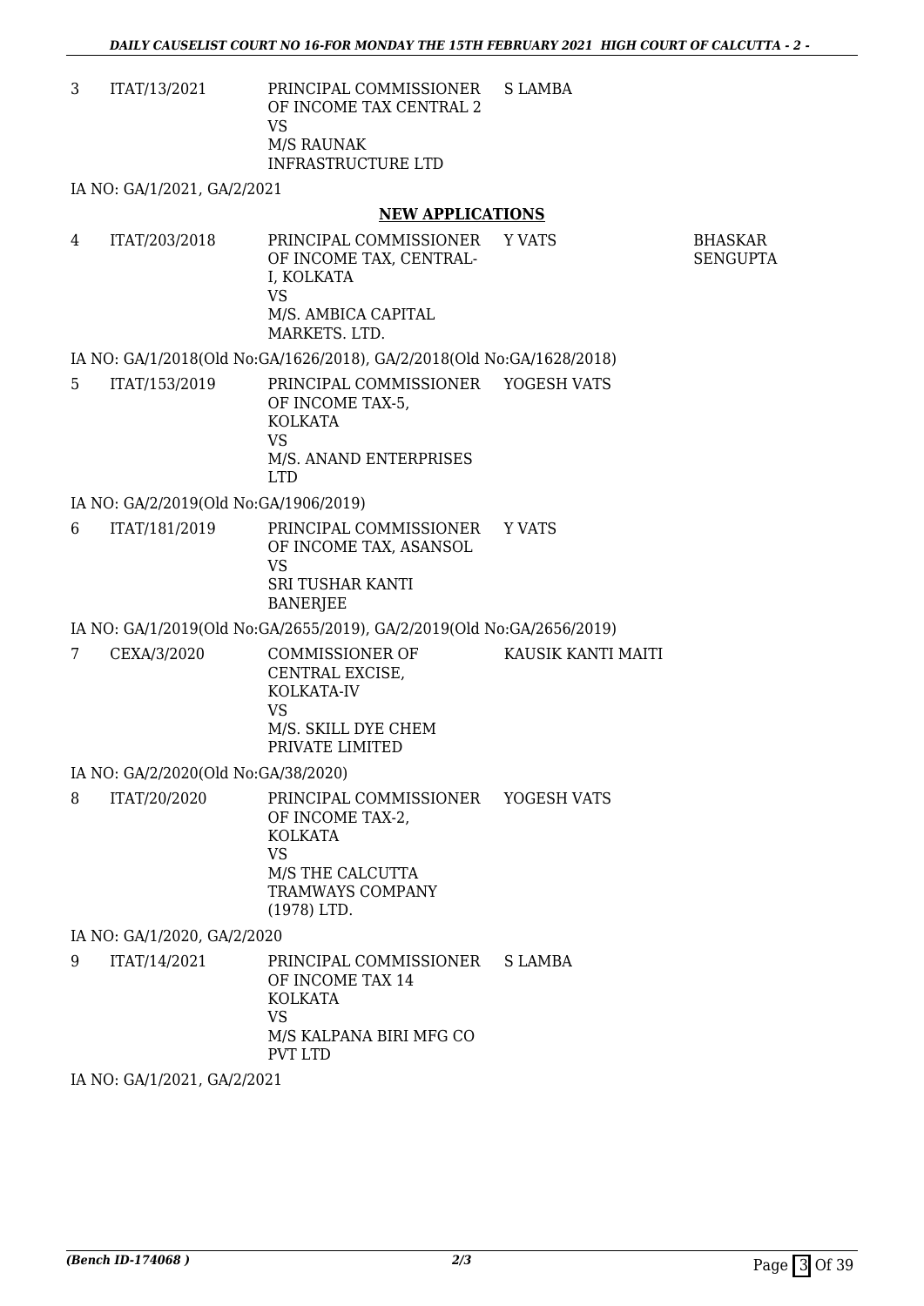| | | | | |
|---|---|---|---|---|
| 3 | ITAT/13/2021 | PRINCIPAL COMMISSIONER OF INCOME TAX CENTRAL 2<br>VS<br>M/S RAUNAK INFRASTRUCTURE LTD | S LAMBA | |

IA NO: GA/1/2021, GA/2/2021

## NEW APPLICATIONS

| | | | | |
|---|---|---|---|---|
| 4 | ITAT/203/2018 | PRINCIPAL COMMISSIONER OF INCOME TAX, CENTRAL-I, KOLKATA<br>VS<br>M/S. AMBICA CAPITAL MARKETS. LTD. | Y VATS | BHASKAR SENGUPTA |

IA NO: GA/1/2018(Old No:GA/1626/2018), GA/2/2018(Old No:GA/1628/2018)

| | | | | |
|---|---|---|---|---|
| 5 | ITAT/153/2019 | PRINCIPAL COMMISSIONER OF INCOME TAX-5, KOLKATA<br>VS<br>M/S. ANAND ENTERPRISES LTD | YOGESH VATS | |

IA NO: GA/2/2019(Old No:GA/1906/2019)

| | | | | |
|---|---|---|---|---|
| 6 | ITAT/181/2019 | PRINCIPAL COMMISSIONER OF INCOME TAX, ASANSOL<br>VS<br>SRI TUSHAR KANTI BANERJEE | Y VATS | |

IA NO: GA/1/2019(Old No:GA/2655/2019), GA/2/2019(Old No:GA/2656/2019)

| | | | | |
|---|---|---|---|---|
| 7 | CEXA/3/2020 | COMMISSIONER OF CENTRAL EXCISE, KOLKATA-IV<br>VS<br>M/S. SKILL DYE CHEM PRIVATE LIMITED | KAUSIK KANTI MAITI | |

IA NO: GA/2/2020(Old No:GA/38/2020)

| | | | | |
|---|---|---|---|---|
| 8 | ITAT/20/2020 | PRINCIPAL COMMISSIONER OF INCOME TAX-2, KOLKATA<br>VS<br>M/S THE CALCUTTA TRAMWAYS COMPANY (1978) LTD. | YOGESH VATS | |

IA NO: GA/1/2020, GA/2/2020

| | | | | |
|---|---|---|---|---|
| 9 | ITAT/14/2021 | PRINCIPAL COMMISSIONER OF INCOME TAX 14 KOLKATA<br>VS<br>M/S KALPANA BIRI MFG CO PVT LTD | S LAMBA | |

IA NO: GA/1/2021, GA/2/2021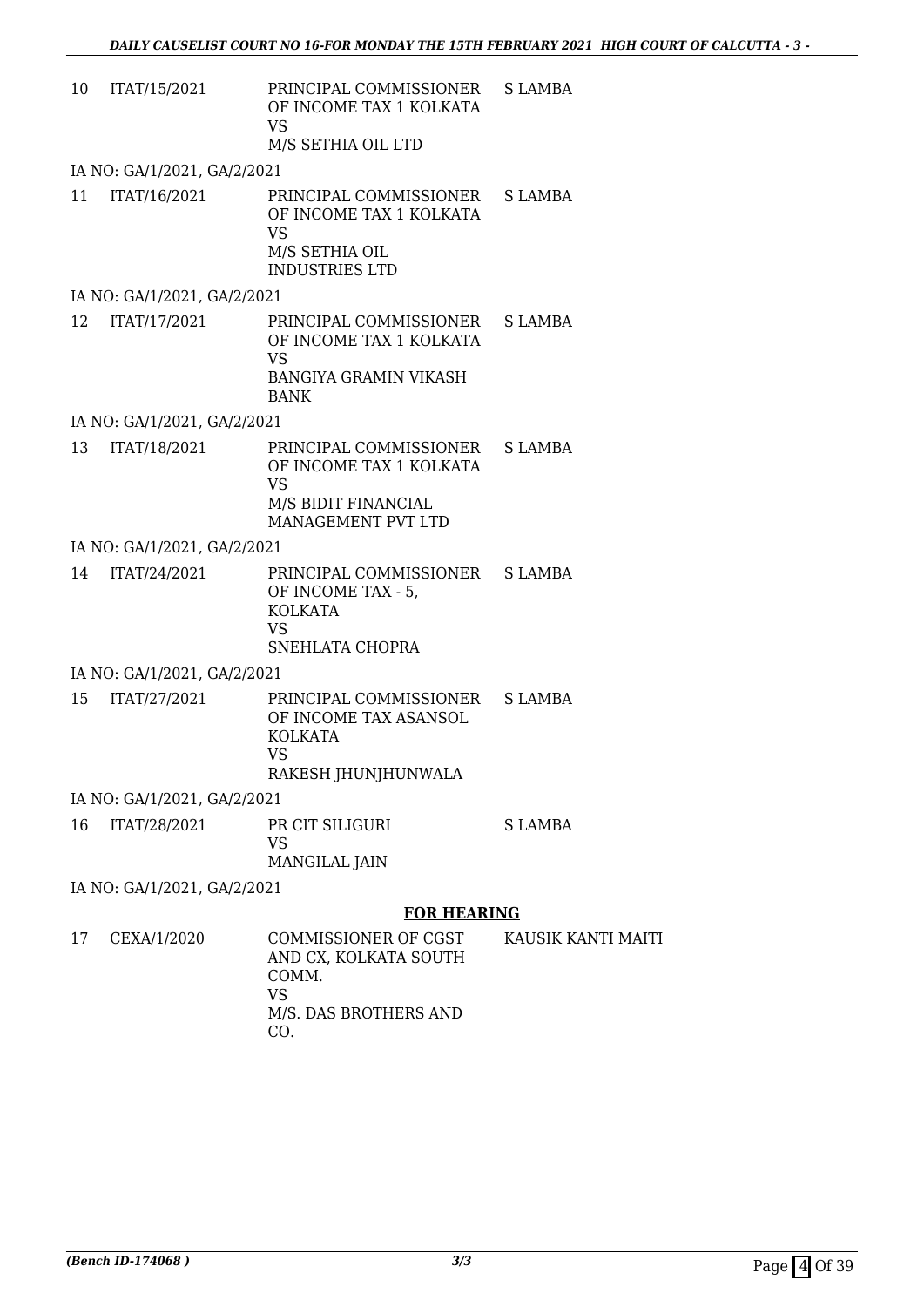| | | | |
|---|---|---|---|
| 10 | ITAT/15/2021 | PRINCIPAL COMMISSIONER OF INCOME TAX 1 KOLKATA<br>VS<br>M/S SETHIA OIL LTD | S LAMBA |
| | IA NO: GA/1/2021, GA/2/2021 | | |
| 11 | ITAT/16/2021 | PRINCIPAL COMMISSIONER OF INCOME TAX 1 KOLKATA<br>VS<br>M/S SETHIA OIL INDUSTRIES LTD | S LAMBA |
| | IA NO: GA/1/2021, GA/2/2021 | | |
| 12 | ITAT/17/2021 | PRINCIPAL COMMISSIONER OF INCOME TAX 1 KOLKATA<br>VS<br>BANGIYA GRAMIN VIKASH BANK | S LAMBA |
| | IA NO: GA/1/2021, GA/2/2021 | | |
| 13 | ITAT/18/2021 | PRINCIPAL COMMISSIONER OF INCOME TAX 1 KOLKATA<br>VS<br>M/S BIDIT FINANCIAL MANAGEMENT PVT LTD | S LAMBA |
| | IA NO: GA/1/2021, GA/2/2021 | | |
| 14 | ITAT/24/2021 | PRINCIPAL COMMISSIONER OF INCOME TAX - 5, KOLKATA<br>VS<br>SNEHLATA CHOPRA | S LAMBA |
| | IA NO: GA/1/2021, GA/2/2021 | | |
| 15 | ITAT/27/2021 | PRINCIPAL COMMISSIONER OF INCOME TAX ASANSOL KOLKATA<br>VS<br>RAKESH JHUNJHUNWALA | S LAMBA |
| | IA NO: GA/1/2021, GA/2/2021 | | |
| 16 | ITAT/28/2021 | PR CIT SILIGURI<br>VS<br>MANGILAL JAIN | S LAMBA |
| | IA NO: GA/1/2021, GA/2/2021 | | |

**FOR HEARING**

| | | | |
|---|---|---|---|
| 17 | CEXA/1/2020 | COMMISSIONER OF CGST AND CX, KOLKATA SOUTH COMM.<br>VS<br>M/S. DAS BROTHERS AND CO. | KAUSIK KANTI MAITI |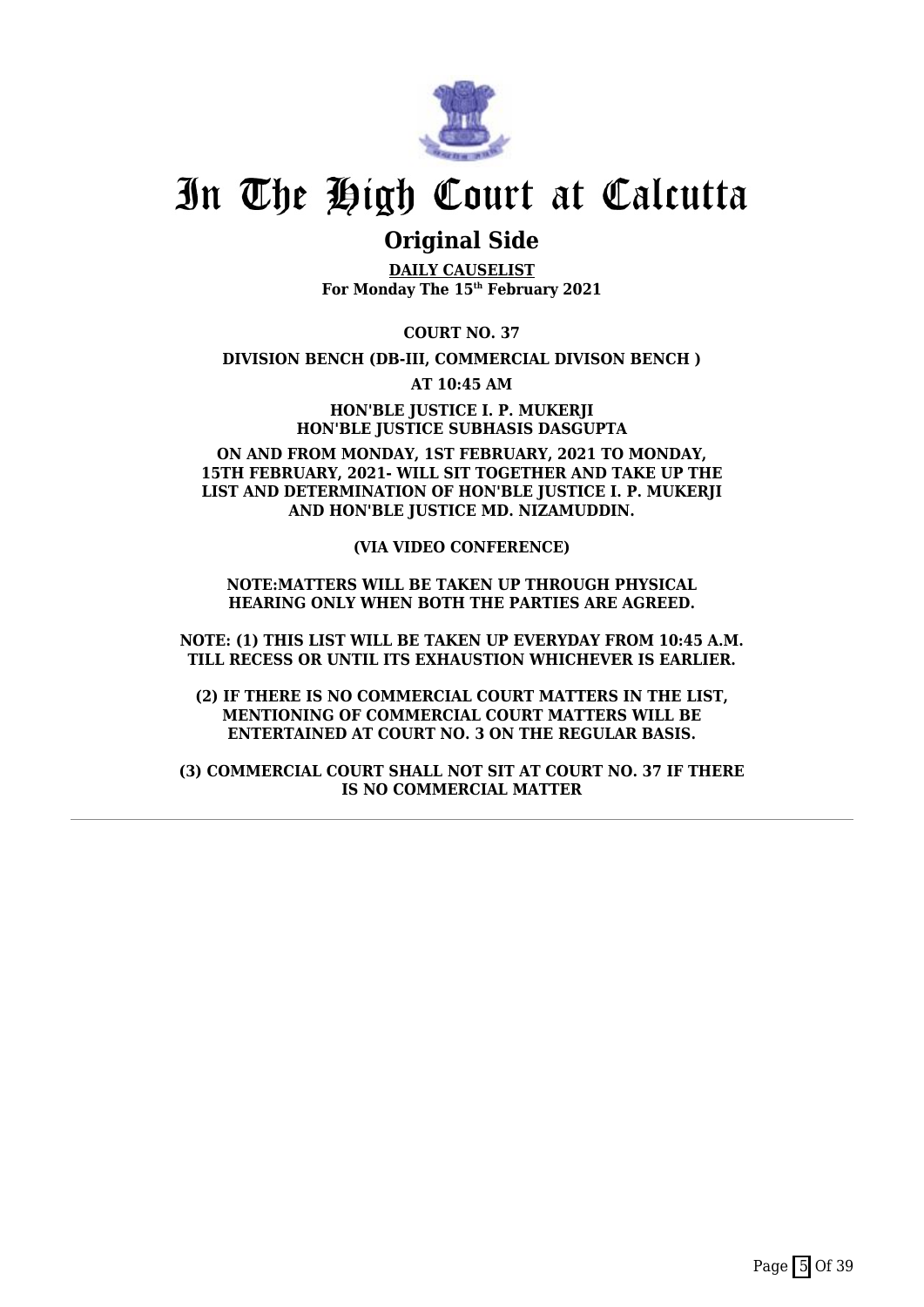# In The High Court at Calcutta

## Original Side

**DAILY CAUSELIST**
**For Monday The 15th February 2021**

**COURT NO. 37**

**DIVISION BENCH (DB-III, COMMERCIAL DIVISON BENCH )**

**AT 10:45 AM**

**HON'BLE JUSTICE I. P. MUKERJI**
**HON'BLE JUSTICE SUBHASIS DASGUPTA**

**ON AND FROM MONDAY, 1ST FEBRUARY, 2021 TO MONDAY, 15TH FEBRUARY, 2021- WILL SIT TOGETHER AND TAKE UP THE LIST AND DETERMINATION OF HON'BLE JUSTICE I. P. MUKERJI AND HON'BLE JUSTICE MD. NIZAMUDDIN.**

**(VIA VIDEO CONFERENCE)**

**NOTE:MATTERS WILL BE TAKEN UP THROUGH PHYSICAL HEARING ONLY WHEN BOTH THE PARTIES ARE AGREED.**

**NOTE: (1) THIS LIST WILL BE TAKEN UP EVERYDAY FROM 10:45 A.M. TILL RECESS OR UNTIL ITS EXHAUSTION WHICHEVER IS EARLIER.**

**(2) IF THERE IS NO COMMERCIAL COURT MATTERS IN THE LIST, MENTIONING OF COMMERCIAL COURT MATTERS WILL BE ENTERTAINED AT COURT NO. 3 ON THE REGULAR BASIS.**

**(3) COMMERCIAL COURT SHALL NOT SIT AT COURT NO. 37 IF THERE IS NO COMMERCIAL MATTER**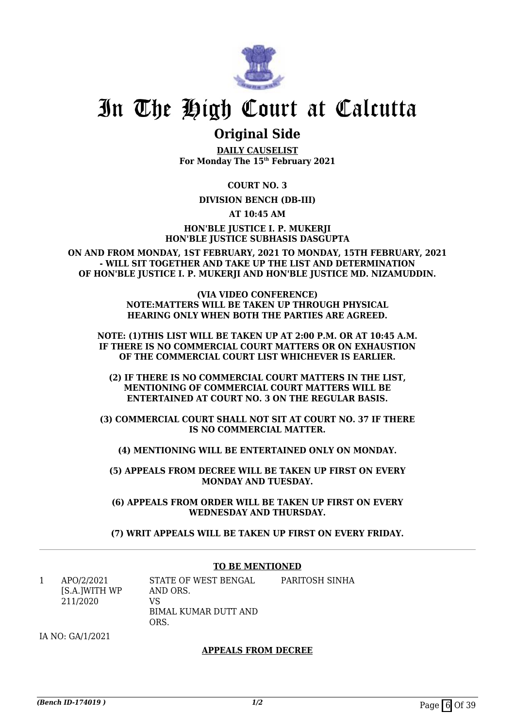# In The High Court at Calcutta

## Original Side

**DAILY CAUSELIST**
**For Monday The 15th February 2021**

**COURT NO. 3**

**DIVISION BENCH (DB-III)**

**AT 10:45 AM**

**HON'BLE JUSTICE I. P. MUKERJI**
**HON'BLE JUSTICE SUBHASIS DASGUPTA**

**ON AND FROM MONDAY, 1ST FEBRUARY, 2021 TO MONDAY, 15TH FEBRUARY, 2021 - WILL SIT TOGETHER AND TAKE UP THE LIST AND DETERMINATION OF HON'BLE JUSTICE I. P. MUKERJI AND HON'BLE JUSTICE MD. NIZAMUDDIN.**

**(VIA VIDEO CONFERENCE)**
**NOTE:MATTERS WILL BE TAKEN UP THROUGH PHYSICAL HEARING ONLY WHEN BOTH THE PARTIES ARE AGREED.**

**NOTE: (1)THIS LIST WILL BE TAKEN UP AT 2:00 P.M. OR AT 10:45 A.M. IF THERE IS NO COMMERCIAL COURT MATTERS OR ON EXHAUSTION OF THE COMMERCIAL COURT LIST WHICHEVER IS EARLIER.**

**(2) IF THERE IS NO COMMERCIAL COURT MATTERS IN THE LIST, MENTIONING OF COMMERCIAL COURT MATTERS WILL BE ENTERTAINED AT COURT NO. 3 ON THE REGULAR BASIS.**

**(3) COMMERCIAL COURT SHALL NOT SIT AT COURT NO. 37 IF THERE IS NO COMMERCIAL MATTER.**

**(4) MENTIONING WILL BE ENTERTAINED ONLY ON MONDAY.**

**(5) APPEALS FROM DECREE WILL BE TAKEN UP FIRST ON EVERY MONDAY AND TUESDAY.**

**(6) APPEALS FROM ORDER WILL BE TAKEN UP FIRST ON EVERY WEDNESDAY AND THURSDAY.**

**(7) WRIT APPEALS WILL BE TAKEN UP FIRST ON EVERY FRIDAY.**

---

**TO BE MENTIONED**

| | | | |
|---|---|---|---|
| 1 | APO/2/2021 [S.A.]WITH WP 211/2020 | STATE OF WEST BENGAL AND ORS. VS BIMAL KUMAR DUTT AND ORS. | PARITOSH SINHA |

IA NO: GA/1/2021

**APPEALS FROM DECREE**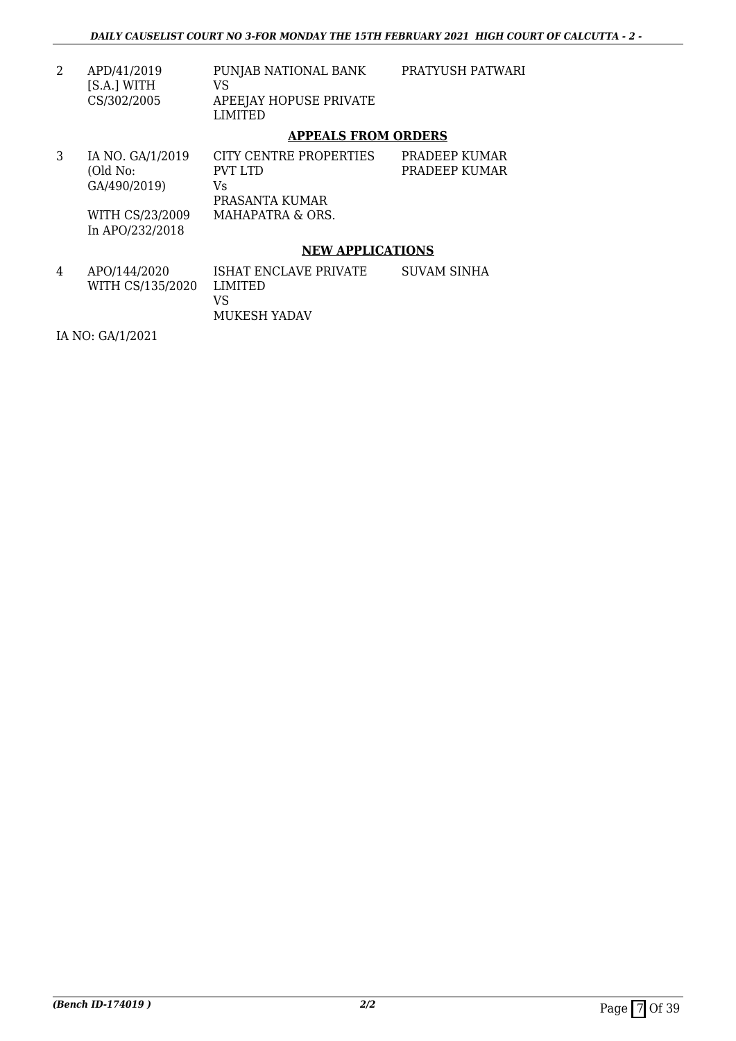| | | | |
|---|---|---|---|
| 2 | APD/41/2019 [S.A.] WITH CS/302/2005 | PUNJAB NATIONAL BANK VS APEEJAY HOPUSE PRIVATE LIMITED | PRATYUSH PATWARI |

## APPEALS FROM ORDERS

| | | | |
|---|---|---|---|
| 3 | IA NO. GA/1/2019 (Old No: GA/490/2019) WITH CS/23/2009 In APO/232/2018 | CITY CENTRE PROPERTIES PVT LTD Vs PRASANTA KUMAR MAHAPATRA & ORS. | PRADEEP KUMAR PRADEEP KUMAR |

## NEW APPLICATIONS

| | | | |
|---|---|---|---|
| 4 | APO/144/2020 WITH CS/135/2020 | ISHAT ENCLAVE PRIVATE LIMITED VS MUKESH YADAV | SUVAM SINHA |

IA NO: GA/1/2021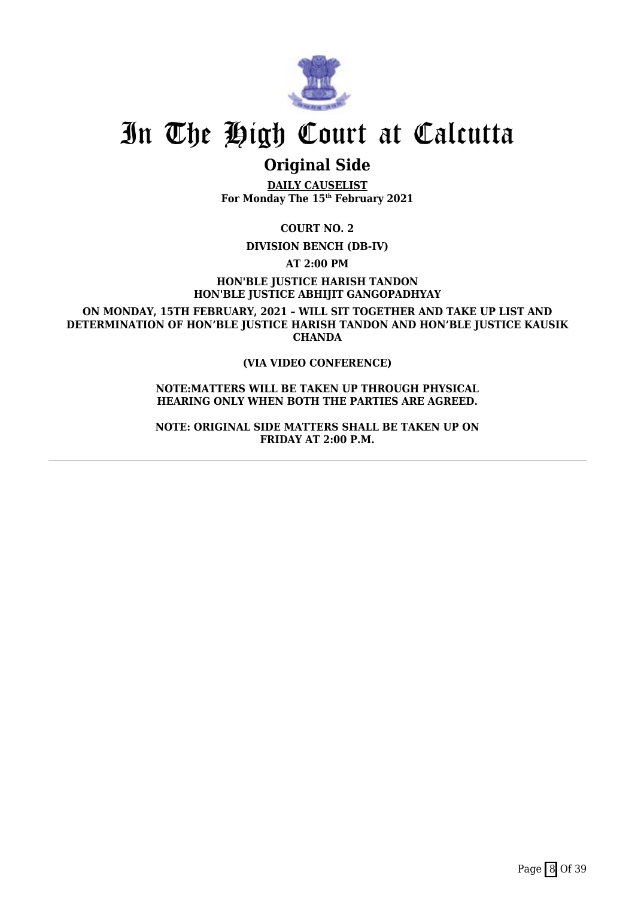# In The High Court at Calcutta

## Original Side

**DAILY CAUSELIST**
**For Monday The 15th February 2021**

**COURT NO. 2**

**DIVISION BENCH (DB-IV)**

**AT 2:00 PM**

**HON'BLE JUSTICE HARISH TANDON**
**HON'BLE JUSTICE ABHIJIT GANGOPADHYAY**

**ON MONDAY, 15TH FEBRUARY, 2021 – WILL SIT TOGETHER AND TAKE UP LIST AND DETERMINATION OF HON'BLE JUSTICE HARISH TANDON AND HON'BLE JUSTICE KAUSIK CHANDA**

**(VIA VIDEO CONFERENCE)**

**NOTE:MATTERS WILL BE TAKEN UP THROUGH PHYSICAL HEARING ONLY WHEN BOTH THE PARTIES ARE AGREED.**

**NOTE: ORIGINAL SIDE MATTERS SHALL BE TAKEN UP ON FRIDAY AT 2:00 P.M.**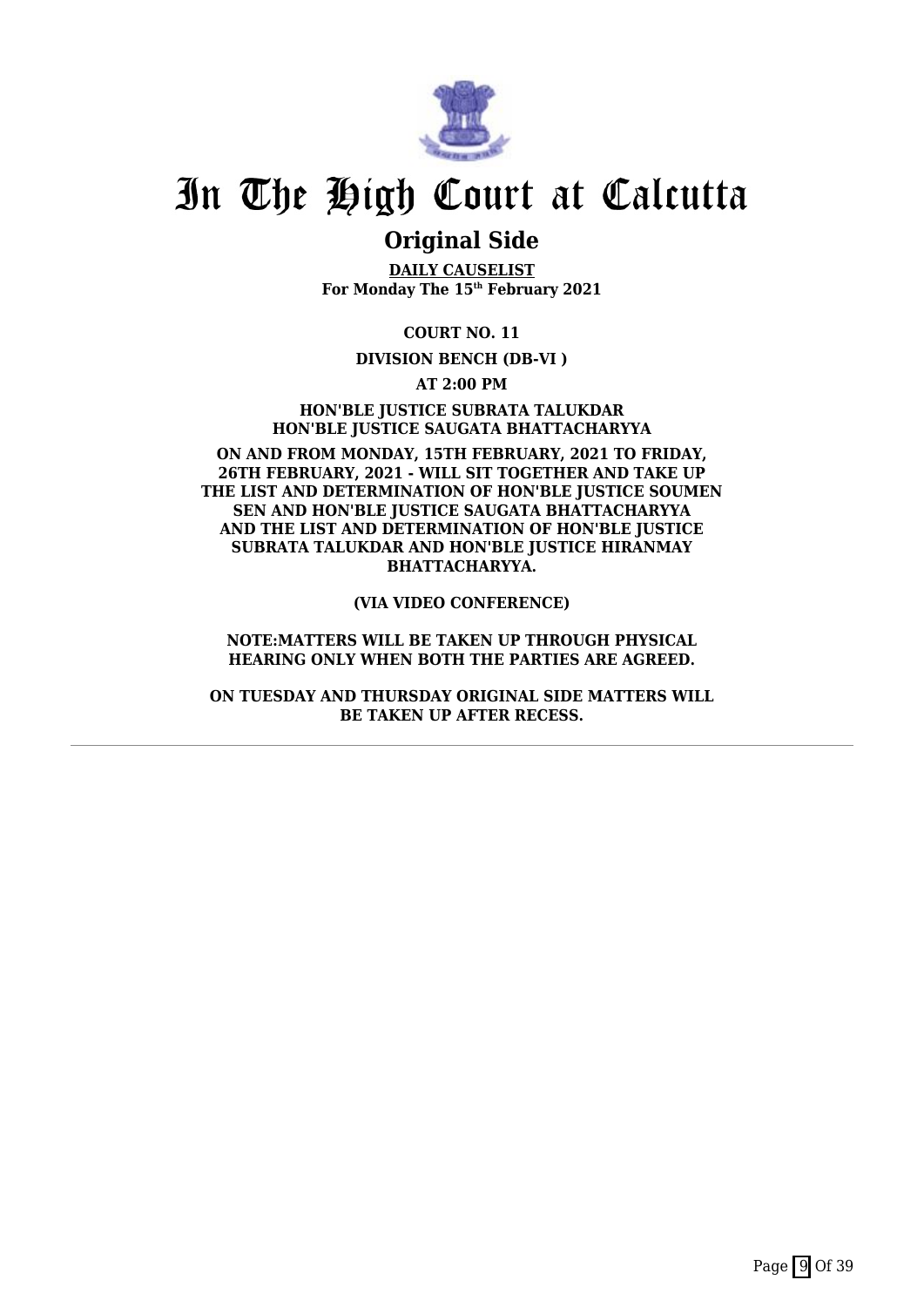# In The High Court at Calcutta

## Original Side

**DAILY CAUSELIST**
**For Monday The 15th February 2021**

**COURT NO. 11**

**DIVISION BENCH (DB-VI )**

**AT 2:00 PM**

**HON'BLE JUSTICE SUBRATA TALUKDAR**
**HON'BLE JUSTICE SAUGATA BHATTACHARYYA**

**ON AND FROM MONDAY, 15TH FEBRUARY, 2021 TO FRIDAY, 26TH FEBRUARY, 2021 - WILL SIT TOGETHER AND TAKE UP THE LIST AND DETERMINATION OF HON'BLE JUSTICE SOUMEN SEN AND HON'BLE JUSTICE SAUGATA BHATTACHARYYA AND THE LIST AND DETERMINATION OF HON'BLE JUSTICE SUBRATA TALUKDAR AND HON'BLE JUSTICE HIRANMAY BHATTACHARYYA.**

**(VIA VIDEO CONFERENCE)**

**NOTE:MATTERS WILL BE TAKEN UP THROUGH PHYSICAL HEARING ONLY WHEN BOTH THE PARTIES ARE AGREED.**

**ON TUESDAY AND THURSDAY ORIGINAL SIDE MATTERS WILL BE TAKEN UP AFTER RECESS.**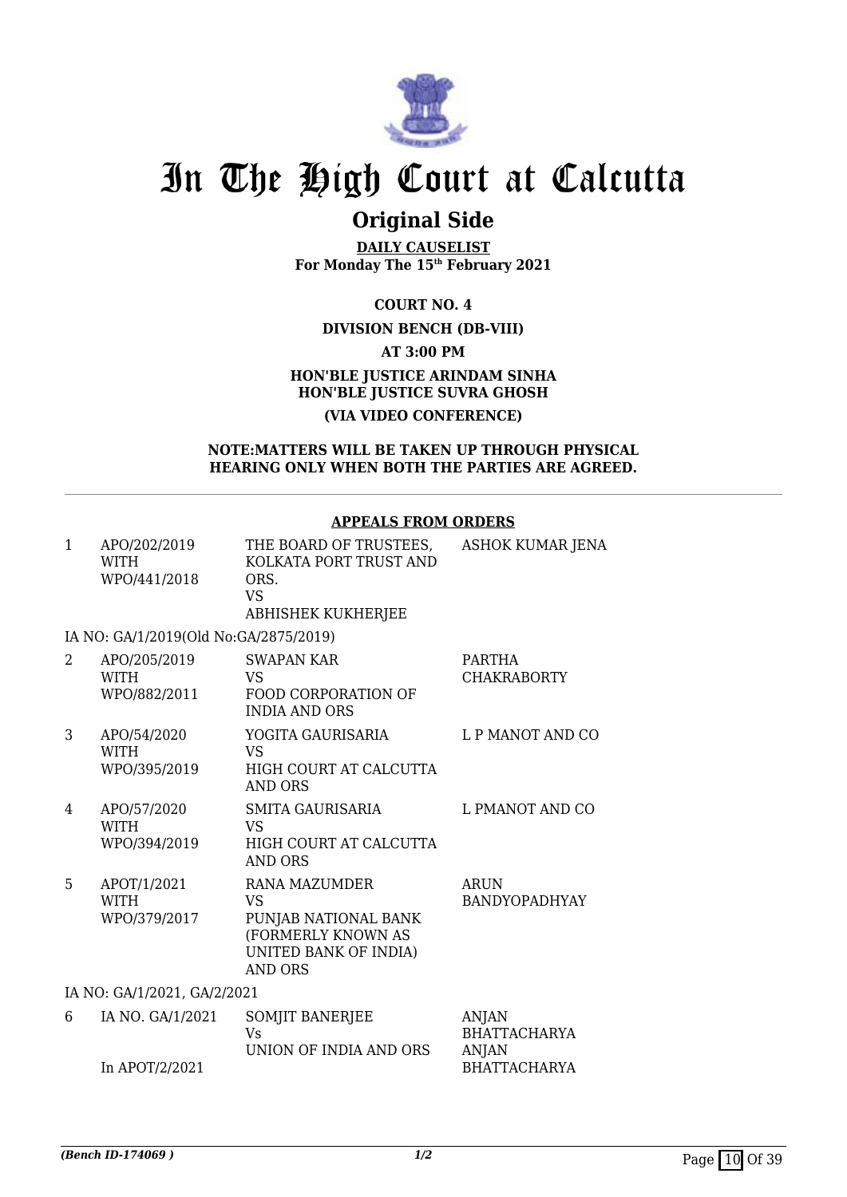# In The High Court at Calcutta

## Original Side

**DAILY CAUSELIST**
**For Monday The 15th February 2021**

**COURT NO. 4**

**DIVISION BENCH (DB-VIII)**

**AT 3:00 PM**

**HON'BLE JUSTICE ARINDAM SINHA**
**HON'BLE JUSTICE SUVRA GHOSH**

**(VIA VIDEO CONFERENCE)**

**NOTE:MATTERS WILL BE TAKEN UP THROUGH PHYSICAL HEARING ONLY WHEN BOTH THE PARTIES ARE AGREED.**

---

**APPEALS FROM ORDERS**

| | | | |
|---|---|---|---|
| 1 | APO/202/2019 WITH WPO/441/2018 | THE BOARD OF TRUSTEES, KOLKATA PORT TRUST AND ORS. VS ABHISHEK KUKHERJEE | ASHOK KUMAR JENA |
| | IA NO: GA/1/2019(Old No:GA/2875/2019) | | |
| 2 | APO/205/2019 WITH WPO/882/2011 | SWAPAN KAR VS FOOD CORPORATION OF INDIA AND ORS | PARTHA CHAKRABORTY |
| 3 | APO/54/2020 WITH WPO/395/2019 | YOGITA GAURISARIA VS HIGH COURT AT CALCUTTA AND ORS | L P MANOT AND CO |
| 4 | APO/57/2020 WITH WPO/394/2019 | SMITA GAURISARIA VS HIGH COURT AT CALCUTTA AND ORS | L PMANOT AND CO |
| 5 | APOT/1/2021 WITH WPO/379/2017 | RANA MAZUMDER VS PUNJAB NATIONAL BANK (FORMERLY KNOWN AS UNITED BANK OF INDIA) AND ORS | ARUN BANDYOPADHYAY |
| | IA NO: GA/1/2021, GA/2/2021 | | |
| 6 | IA NO. GA/1/2021 In APOT/2/2021 | SOMJIT BANERJEE Vs UNION OF INDIA AND ORS | ANJAN BHATTACHARYA ANJAN BHATTACHARYA |

*(Bench ID-174069 )* 1/2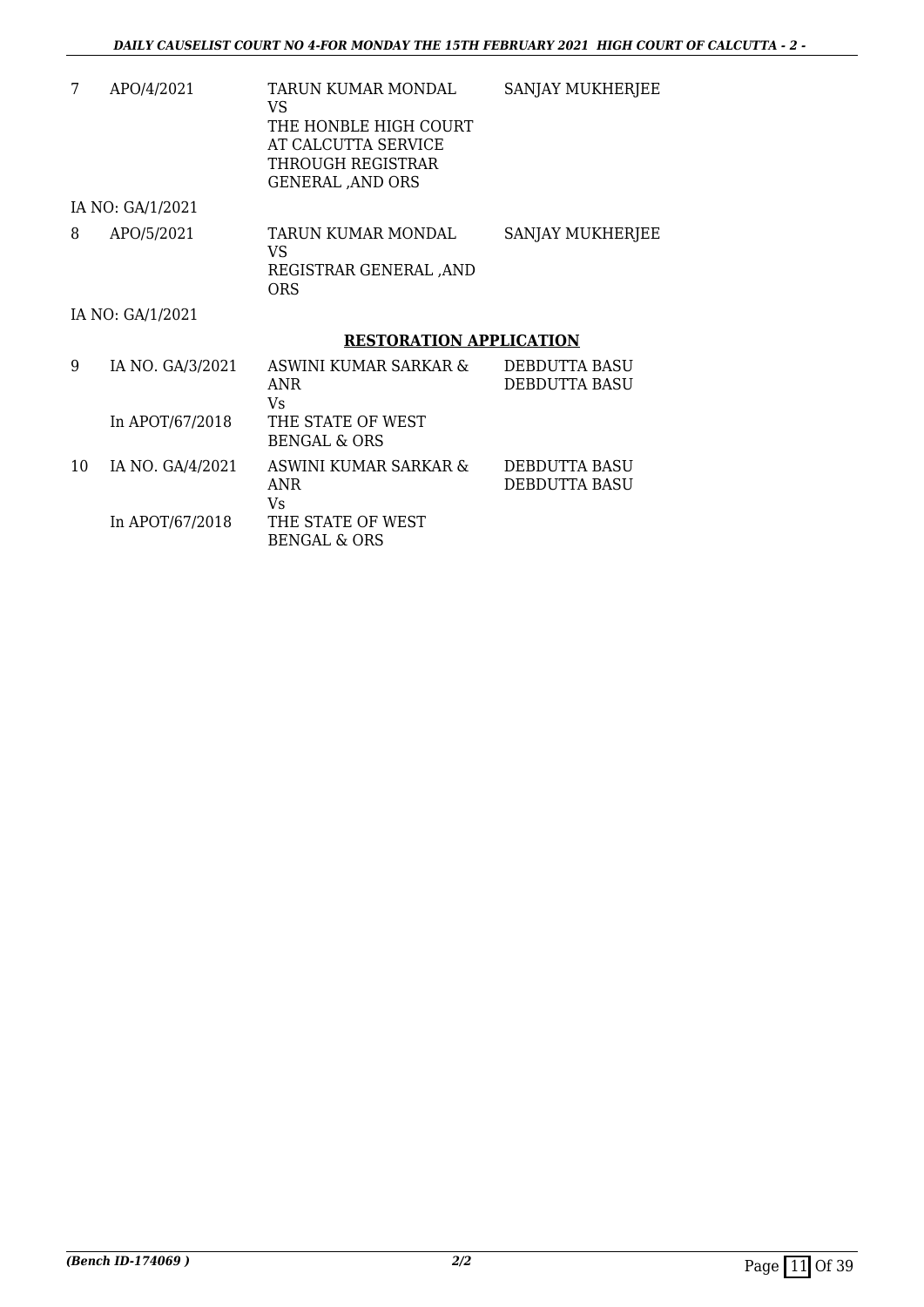| | | | |
|---|---|---|---|
| 7 | APO/4/2021 | TARUN KUMAR MONDAL<br>VS<br>THE HONBLE HIGH COURT AT CALCUTTA SERVICE THROUGH REGISTRAR GENERAL ,AND ORS | SANJAY MUKHERJEE |
| | IA NO: GA/1/2021 | | |
| 8 | APO/5/2021 | TARUN KUMAR MONDAL<br>VS<br>REGISTRAR GENERAL ,AND ORS | SANJAY MUKHERJEE |
| | IA NO: GA/1/2021 | | |

**RESTORATION APPLICATION**

| | | | |
|---|---|---|---|
| 9 | IA NO. GA/3/2021<br><br>In APOT/67/2018 | ASWINI KUMAR SARKAR & ANR<br>Vs<br>THE STATE OF WEST BENGAL & ORS | DEBDUTTA BASU<br>DEBDUTTA BASU |
| 10 | IA NO. GA/4/2021<br><br>In APOT/67/2018 | ASWINI KUMAR SARKAR & ANR<br>Vs<br>THE STATE OF WEST BENGAL & ORS | DEBDUTTA BASU<br>DEBDUTTA BASU |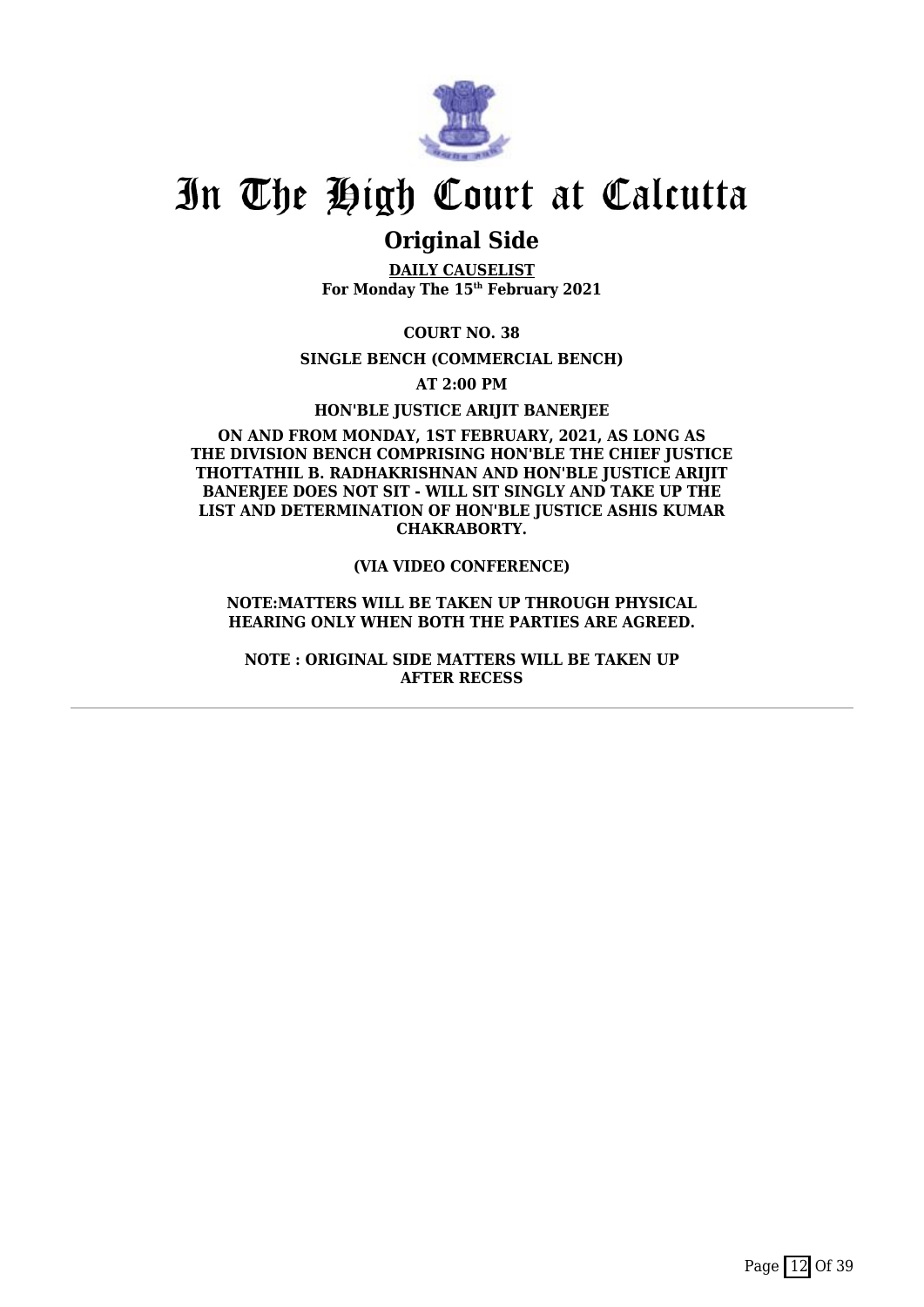# In The High Court at Calcutta

## Original Side

**DAILY CAUSELIST**
**For Monday The 15th February 2021**

**COURT NO. 38**

**SINGLE BENCH (COMMERCIAL BENCH)**

**AT 2:00 PM**

**HON'BLE JUSTICE ARIJIT BANERJEE**

**ON AND FROM MONDAY, 1ST FEBRUARY, 2021, AS LONG AS THE DIVISION BENCH COMPRISING HON'BLE THE CHIEF JUSTICE THOTTATHIL B. RADHAKRISHNAN AND HON'BLE JUSTICE ARIJIT BANERJEE DOES NOT SIT - WILL SIT SINGLY AND TAKE UP THE LIST AND DETERMINATION OF HON'BLE JUSTICE ASHIS KUMAR CHAKRABORTY.**

**(VIA VIDEO CONFERENCE)**

**NOTE:MATTERS WILL BE TAKEN UP THROUGH PHYSICAL HEARING ONLY WHEN BOTH THE PARTIES ARE AGREED.**

**NOTE : ORIGINAL SIDE MATTERS WILL BE TAKEN UP AFTER RECESS**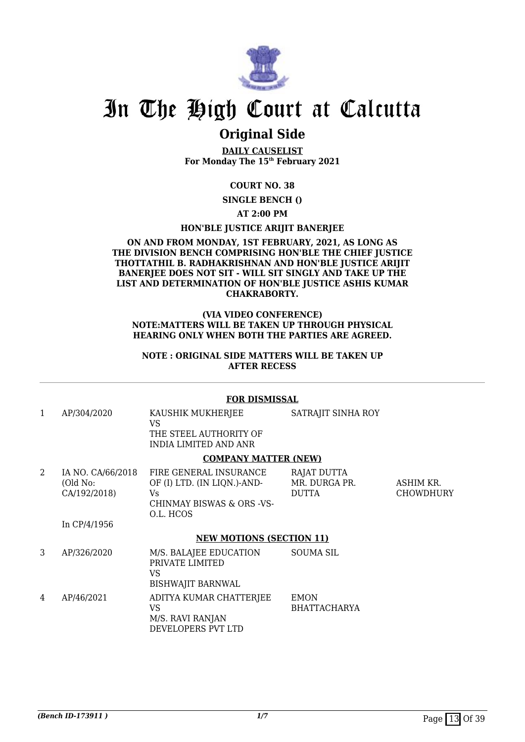# In The High Court at Calcutta

## Original Side

**DAILY CAUSELIST**
**For Monday The 15th February 2021**

**COURT NO. 38**

**SINGLE BENCH ()**

**AT 2:00 PM**

**HON'BLE JUSTICE ARIJIT BANERJEE**

**ON AND FROM MONDAY, 1ST FEBRUARY, 2021, AS LONG AS THE DIVISION BENCH COMPRISING HON'BLE THE CHIEF JUSTICE THOTTATHIL B. RADHAKRISHNAN AND HON'BLE JUSTICE ARIJIT BANERJEE DOES NOT SIT - WILL SIT SINGLY AND TAKE UP THE LIST AND DETERMINATION OF HON'BLE JUSTICE ASHIS KUMAR CHAKRABORTY.**

**(VIA VIDEO CONFERENCE)**
**NOTE:MATTERS WILL BE TAKEN UP THROUGH PHYSICAL HEARING ONLY WHEN BOTH THE PARTIES ARE AGREED.**

**NOTE : ORIGINAL SIDE MATTERS WILL BE TAKEN UP AFTER RECESS**

**FOR DISMISSAL**

| | | | | |
|---|---|---|---|---|
| 1 | AP/304/2020 | KAUSHIK MUKHERJEE<br>VS<br>THE STEEL AUTHORITY OF INDIA LIMITED AND ANR | SATRAJIT SINHA ROY | |

**COMPANY MATTER (NEW)**

| | | | | |
|---|---|---|---|---|
| 2 | IA NO. CA/66/2018<br>(Old No: CA/192/2018)<br><br>In CP/4/1956 | FIRE GENERAL INSURANCE OF (I) LTD. (IN LIQN.)-AND-<br>Vs<br>CHINMAY BISWAS & ORS -VS- O.L. HCOS | RAJAT DUTTA<br>MR. DURGA PR. DUTTA | ASHIM KR. CHOWDHURY |

**NEW MOTIONS (SECTION 11)**

| | | | | |
|---|---|---|---|---|
| 3 | AP/326/2020 | M/S. BALAJEE EDUCATION PRIVATE LIMITED<br>VS<br>BISHWAJIT BARNWAL | SOUMA SIL | |
| 4 | AP/46/2021 | ADITYA KUMAR CHATTERJEE<br>VS<br>M/S. RAVI RANJAN DEVELOPERS PVT LTD | EMON BHATTACHARYA | |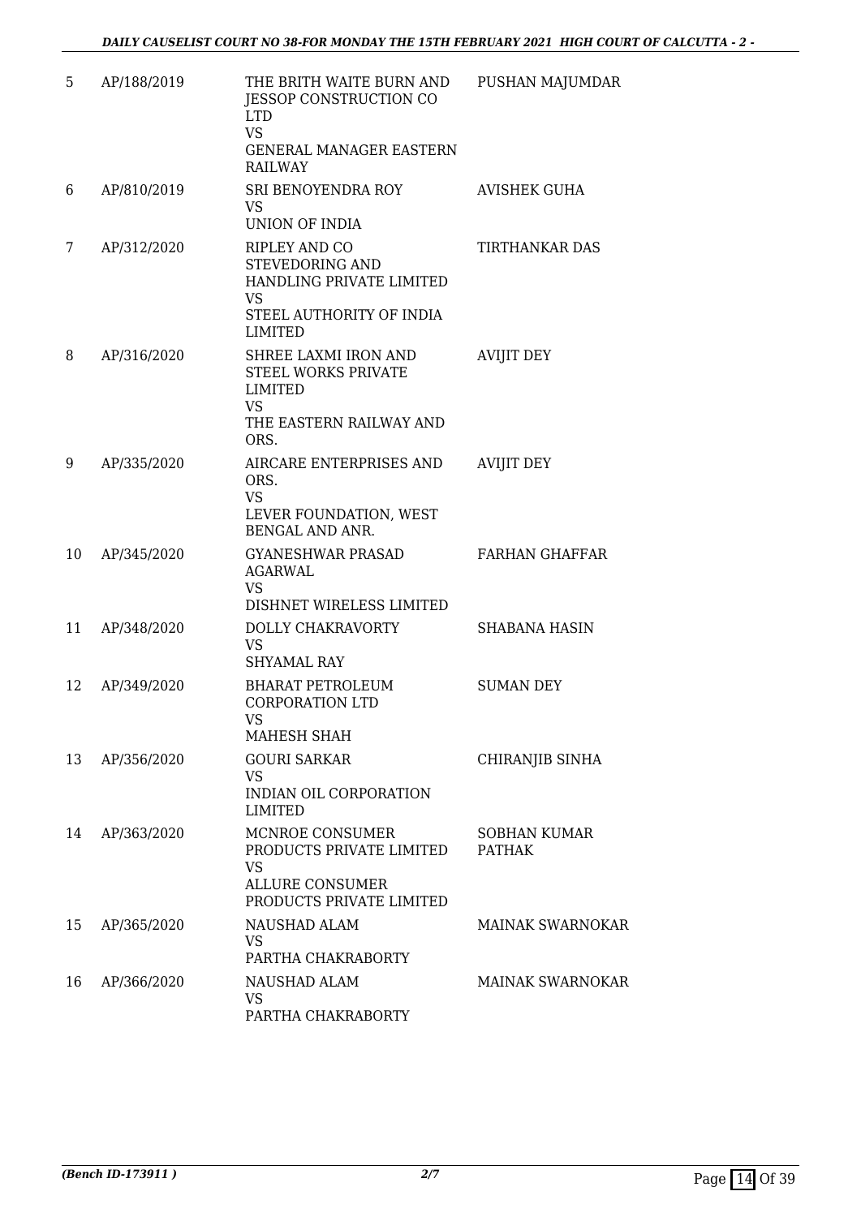| | | | |
|---|---|---|---|
| 5 | AP/188/2019 | THE BRITH WAITE BURN AND JESSOP CONSTRUCTION CO LTD<br>VS<br>GENERAL MANAGER EASTERN RAILWAY | PUSHAN MAJUMDAR |
| 6 | AP/810/2019 | SRI BENOYENDRA ROY<br>VS<br>UNION OF INDIA | AVISHEK GUHA |
| 7 | AP/312/2020 | RIPLEY AND CO STEVEDORING AND HANDLING PRIVATE LIMITED<br>VS<br>STEEL AUTHORITY OF INDIA LIMITED | TIRTHANKAR DAS |
| 8 | AP/316/2020 | SHREE LAXMI IRON AND STEEL WORKS PRIVATE LIMITED<br>VS<br>THE EASTERN RAILWAY AND ORS. | AVIJIT DEY |
| 9 | AP/335/2020 | AIRCARE ENTERPRISES AND ORS.<br>VS<br>LEVER FOUNDATION, WEST BENGAL AND ANR. | AVIJIT DEY |
| 10 | AP/345/2020 | GYANESHWAR PRASAD AGARWAL<br>VS<br>DISHNET WIRELESS LIMITED | FARHAN GHAFFAR |
| 11 | AP/348/2020 | DOLLY CHAKRAVORTY<br>VS<br>SHYAMAL RAY | SHABANA HASIN |
| 12 | AP/349/2020 | BHARAT PETROLEUM CORPORATION LTD<br>VS<br>MAHESH SHAH | SUMAN DEY |
| 13 | AP/356/2020 | GOURI SARKAR<br>VS<br>INDIAN OIL CORPORATION LIMITED | CHIRANJIB SINHA |
| 14 | AP/363/2020 | MCNROE CONSUMER PRODUCTS PRIVATE LIMITED<br>VS<br>ALLURE CONSUMER PRODUCTS PRIVATE LIMITED | SOBHAN KUMAR PATHAK |
| 15 | AP/365/2020 | NAUSHAD ALAM<br>VS<br>PARTHA CHAKRABORTY | MAINAK SWARNOKAR |
| 16 | AP/366/2020 | NAUSHAD ALAM<br>VS<br>PARTHA CHAKRABORTY | MAINAK SWARNOKAR |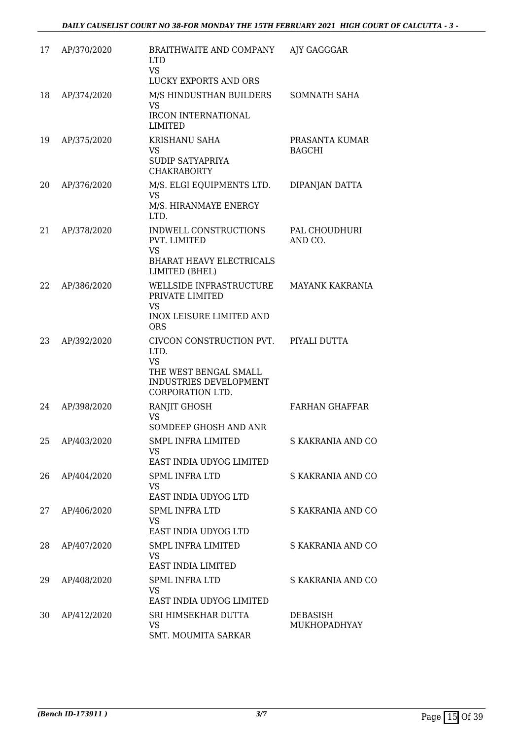| 17 | AP/370/2020 | BRAITHWAITE AND COMPANY LTD<br>VS<br>LUCKY EXPORTS AND ORS | AJY GAGGGAR |
|---|---|---|---|
| 18 | AP/374/2020 | M/S HINDUSTHAN BUILDERS<br>VS<br>IRCON INTERNATIONAL LIMITED | SOMNATH SAHA |
| 19 | AP/375/2020 | KRISHANU SAHA<br>VS<br>SUDIP SATYAPRIYA CHAKRABORTY | PRASANTA KUMAR BAGCHI |
| 20 | AP/376/2020 | M/S. ELGI EQUIPMENTS LTD.<br>VS<br>M/S. HIRANMAYE ENERGY LTD. | DIPANJAN DATTA |
| 21 | AP/378/2020 | INDWELL CONSTRUCTIONS PVT. LIMITED<br>VS<br>BHARAT HEAVY ELECTRICALS LIMITED (BHEL) | PAL CHOUDHURI AND CO. |
| 22 | AP/386/2020 | WELLSIDE INFRASTRUCTURE PRIVATE LIMITED<br>VS<br>INOX LEISURE LIMITED AND ORS | MAYANK KAKRANIA |
| 23 | AP/392/2020 | CIVCON CONSTRUCTION PVT. LTD.<br>VS<br>THE WEST BENGAL SMALL INDUSTRIES DEVELOPMENT CORPORATION LTD. | PIYALI DUTTA |
| 24 | AP/398/2020 | RANJIT GHOSH<br>VS<br>SOMDEEP GHOSH AND ANR | FARHAN GHAFFAR |
| 25 | AP/403/2020 | SMPL INFRA LIMITED<br>VS<br>EAST INDIA UDYOG LIMITED | S KAKRANIA AND CO |
| 26 | AP/404/2020 | SPML INFRA LTD<br>VS<br>EAST INDIA UDYOG LTD | S KAKRANIA AND CO |
| 27 | AP/406/2020 | SPML INFRA LTD<br>VS<br>EAST INDIA UDYOG LTD | S KAKRANIA AND CO |
| 28 | AP/407/2020 | SMPL INFRA LIMITED<br>VS<br>EAST INDIA LIMITED | S KAKRANIA AND CO |
| 29 | AP/408/2020 | SPML INFRA LTD<br>VS<br>EAST INDIA UDYOG LIMITED | S KAKRANIA AND CO |
| 30 | AP/412/2020 | SRI HIMSEKHAR DUTTA<br>VS<br>SMT. MOUMITA SARKAR | DEBASISH MUKHOPADHYAY |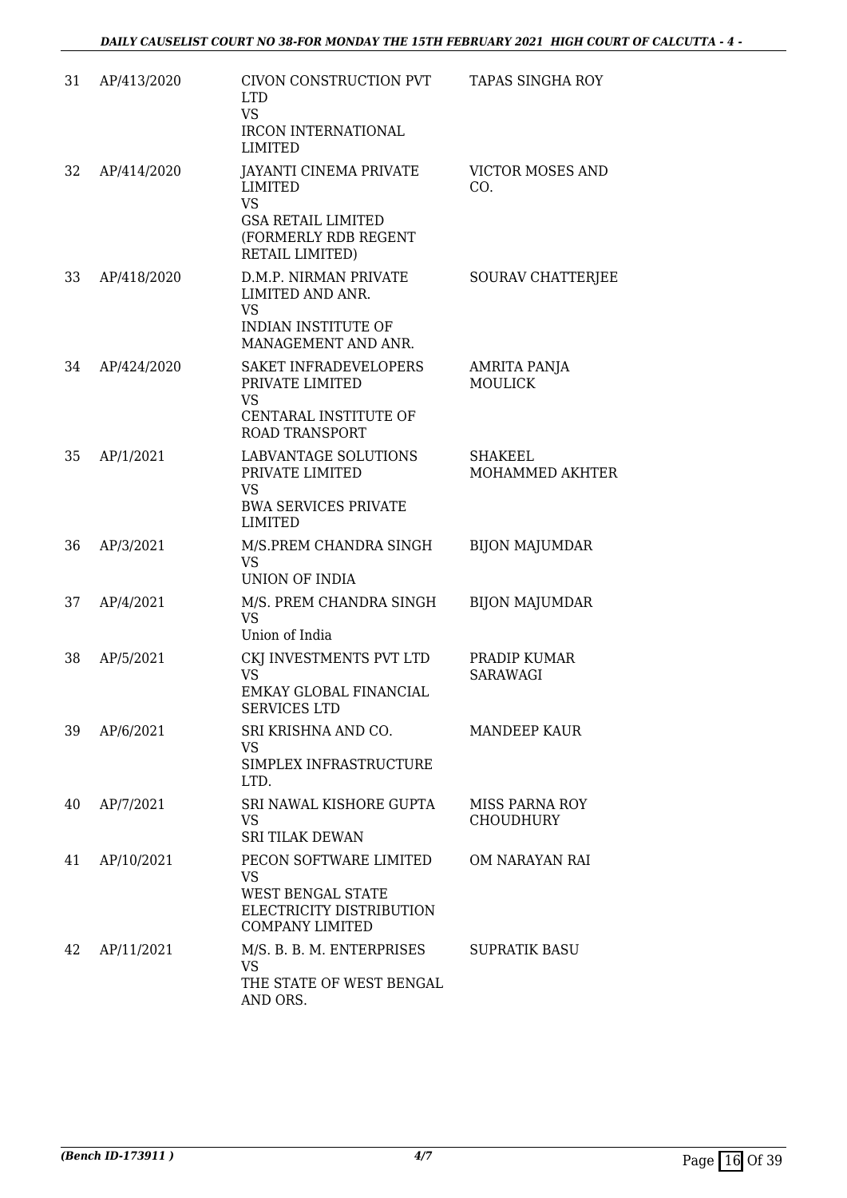| 31 | AP/413/2020 | CIVON CONSTRUCTION PVT LTD VS IRCON INTERNATIONAL LIMITED | TAPAS SINGHA ROY |
|---|---|---|---|
| 32 | AP/414/2020 | JAYANTI CINEMA PRIVATE LIMITED VS GSA RETAIL LIMITED (FORMERLY RDB REGENT RETAIL LIMITED) | VICTOR MOSES AND CO. |
| 33 | AP/418/2020 | D.M.P. NIRMAN PRIVATE LIMITED AND ANR. VS INDIAN INSTITUTE OF MANAGEMENT AND ANR. | SOURAV CHATTERJEE |
| 34 | AP/424/2020 | SAKET INFRADEVELOPERS PRIVATE LIMITED VS CENTARAL INSTITUTE OF ROAD TRANSPORT | AMRITA PANJA MOULICK |
| 35 | AP/1/2021 | LABVANTAGE SOLUTIONS PRIVATE LIMITED VS BWA SERVICES PRIVATE LIMITED | SHAKEEL MOHAMMED AKHTER |
| 36 | AP/3/2021 | M/S.PREM CHANDRA SINGH VS UNION OF INDIA | BIJON MAJUMDAR |
| 37 | AP/4/2021 | M/S. PREM CHANDRA SINGH VS Union of India | BIJON MAJUMDAR |
| 38 | AP/5/2021 | CKJ INVESTMENTS PVT LTD VS EMKAY GLOBAL FINANCIAL SERVICES LTD | PRADIP KUMAR SARAWAGI |
| 39 | AP/6/2021 | SRI KRISHNA AND CO. VS SIMPLEX INFRASTRUCTURE LTD. | MANDEEP KAUR |
| 40 | AP/7/2021 | SRI NAWAL KISHORE GUPTA VS SRI TILAK DEWAN | MISS PARNA ROY CHOUDHURY |
| 41 | AP/10/2021 | PECON SOFTWARE LIMITED VS WEST BENGAL STATE ELECTRICITY DISTRIBUTION COMPANY LIMITED | OM NARAYAN RAI |
| 42 | AP/11/2021 | M/S. B. B. M. ENTERPRISES VS THE STATE OF WEST BENGAL AND ORS. | SUPRATIK BASU |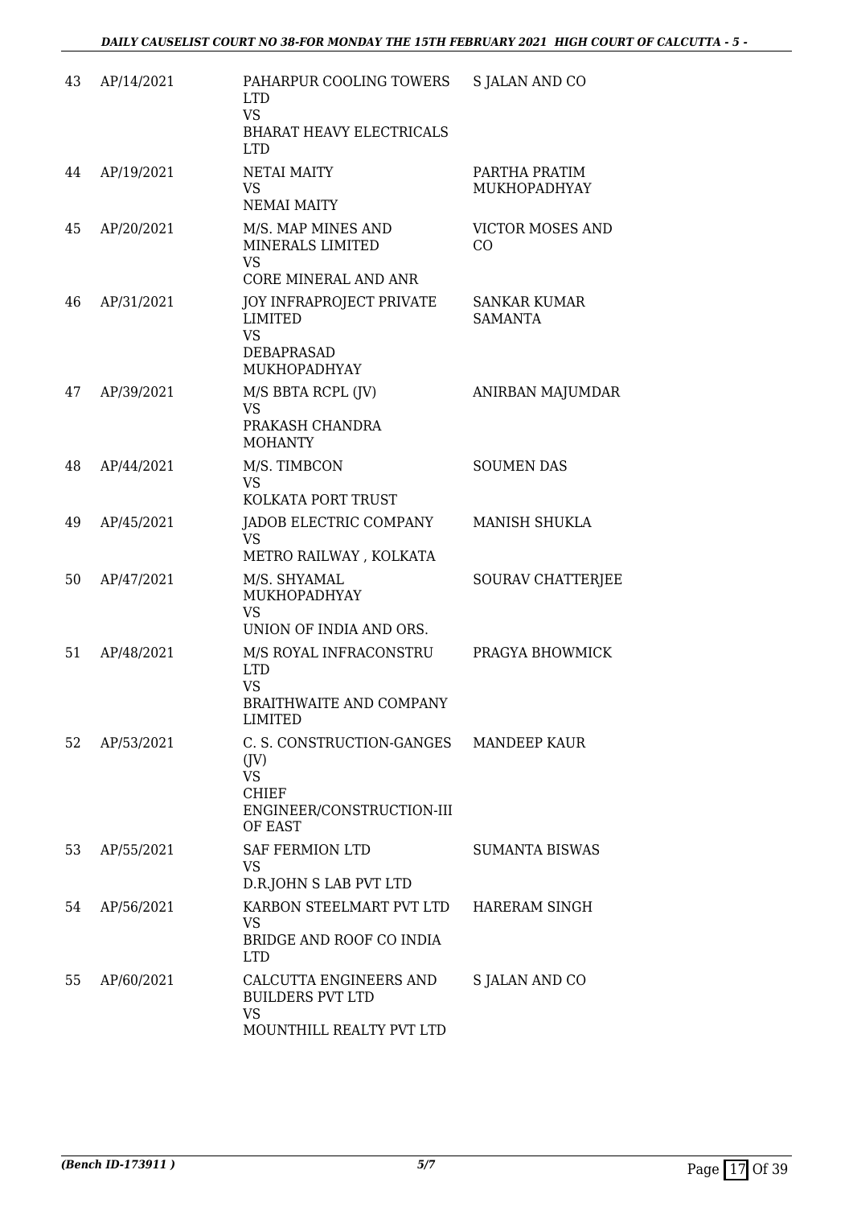| 43 | AP/14/2021 | PAHARPUR COOLING TOWERS LTD VS BHARAT HEAVY ELECTRICALS LTD | S JALAN AND CO |
|---|---|---|---|
| 44 | AP/19/2021 | NETAI MAITY VS NEMAI MAITY | PARTHA PRATIM MUKHOPADHYAY |
| 45 | AP/20/2021 | M/S. MAP MINES AND MINERALS LIMITED VS CORE MINERAL AND ANR | VICTOR MOSES AND CO |
| 46 | AP/31/2021 | JOY INFRAPROJECT PRIVATE LIMITED VS DEBAPRASAD MUKHOPADHYAY | SANKAR KUMAR SAMANTA |
| 47 | AP/39/2021 | M/S BBTA RCPL (JV) VS PRAKASH CHANDRA MOHANTY | ANIRBAN MAJUMDAR |
| 48 | AP/44/2021 | M/S. TIMBCON VS KOLKATA PORT TRUST | SOUMEN DAS |
| 49 | AP/45/2021 | JADOB ELECTRIC COMPANY VS METRO RAILWAY , KOLKATA | MANISH SHUKLA |
| 50 | AP/47/2021 | M/S. SHYAMAL MUKHOPADHYAY VS UNION OF INDIA AND ORS. | SOURAV CHATTERJEE |
| 51 | AP/48/2021 | M/S ROYAL INFRACONSTRU LTD VS BRAITHWAITE AND COMPANY LIMITED | PRAGYA BHOWMICK |
| 52 | AP/53/2021 | C. S. CONSTRUCTION-GANGES (JV) VS CHIEF ENGINEER/CONSTRUCTION-III OF EAST | MANDEEP KAUR |
| 53 | AP/55/2021 | SAF FERMION LTD VS D.R.JOHN S LAB PVT LTD | SUMANTA BISWAS |
| 54 | AP/56/2021 | KARBON STEELMART PVT LTD VS BRIDGE AND ROOF CO INDIA LTD | HARERAM SINGH |
| 55 | AP/60/2021 | CALCUTTA ENGINEERS AND BUILDERS PVT LTD VS MOUNTHILL REALTY PVT LTD | S JALAN AND CO |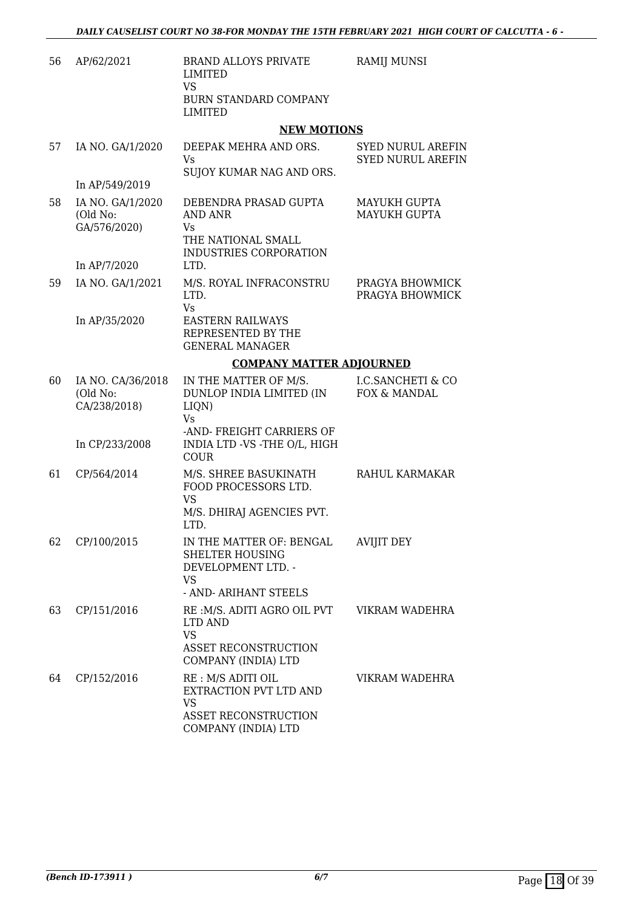| 56 | AP/62/2021 | BRAND ALLOYS PRIVATE LIMITED<br>VS<br>BURN STANDARD COMPANY LIMITED | RAMIJ MUNSI |
|---|---|---|---|

**NEW MOTIONS**

| | | | |
|---|---|---|---|
| 57 | IA NO. GA/1/2020<br><br>In AP/549/2019 | DEEPAK MEHRA AND ORS.<br>Vs<br>SUJOY KUMAR NAG AND ORS. | SYED NURUL AREFIN<br>SYED NURUL AREFIN |
| 58 | IA NO. GA/1/2020<br>(Old No: GA/576/2020)<br><br>In AP/7/2020 | DEBENDRA PRASAD GUPTA AND ANR<br>Vs<br>THE NATIONAL SMALL INDUSTRIES CORPORATION LTD. | MAYUKH GUPTA<br>MAYUKH GUPTA |
| 59 | IA NO. GA/1/2021<br><br>In AP/35/2020 | M/S. ROYAL INFRACONSTRU LTD.<br>Vs<br>EASTERN RAILWAYS REPRESENTED BY THE GENERAL MANAGER | PRAGYA BHOWMICK<br>PRAGYA BHOWMICK |

**COMPANY MATTER ADJOURNED**

| | | | |
|---|---|---|---|
| 60 | IA NO. CA/36/2018<br>(Old No: CA/238/2018)<br><br>In CP/233/2008 | IN THE MATTER OF M/S. DUNLOP INDIA LIMITED (IN LIQN)<br>Vs<br>-AND- FREIGHT CARRIERS OF INDIA LTD -VS -THE O/L, HIGH COUR | I.C.SANCHETI & CO<br>FOX & MANDAL |
| 61 | CP/564/2014 | M/S. SHREE BASUKINATH FOOD PROCESSORS LTD.<br>VS<br>M/S. DHIRAJ AGENCIES PVT. LTD. | RAHUL KARMAKAR |
| 62 | CP/100/2015 | IN THE MATTER OF: BENGAL SHELTER HOUSING DEVELOPMENT LTD. -<br>VS<br>- AND- ARIHANT STEELS | AVIJIT DEY |
| 63 | CP/151/2016 | RE :M/S. ADITI AGRO OIL PVT LTD AND<br>VS<br>ASSET RECONSTRUCTION COMPANY (INDIA) LTD | VIKRAM WADEHRA |
| 64 | CP/152/2016 | RE : M/S ADITI OIL EXTRACTION PVT LTD AND<br>VS<br>ASSET RECONSTRUCTION COMPANY (INDIA) LTD | VIKRAM WADEHRA |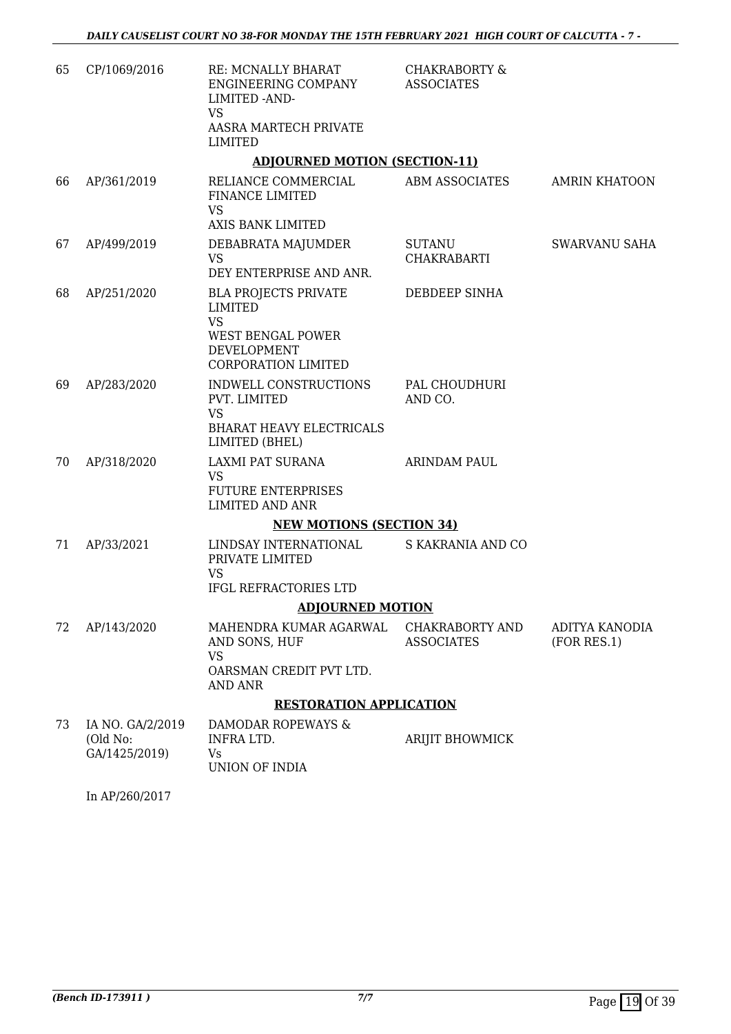| | | | | |
|---|---|---|---|---|
| 65 | CP/1069/2016 | RE: MCNALLY BHARAT ENGINEERING COMPANY LIMITED -AND- VS AASRA MARTECH PRIVATE LIMITED | CHAKRABORTY & ASSOCIATES | |
| | | **ADJOURNED MOTION (SECTION-11)** | | |
| 66 | AP/361/2019 | RELIANCE COMMERCIAL FINANCE LIMITED VS AXIS BANK LIMITED | ABM ASSOCIATES | AMRIN KHATOON |
| 67 | AP/499/2019 | DEBABRATA MAJUMDER VS DEY ENTERPRISE AND ANR. | SUTANU CHAKRABARTI | SWARVANU SAHA |
| 68 | AP/251/2020 | BLA PROJECTS PRIVATE LIMITED VS WEST BENGAL POWER DEVELOPMENT CORPORATION LIMITED | DEBDEEP SINHA | |
| 69 | AP/283/2020 | INDWELL CONSTRUCTIONS PVT. LIMITED VS BHARAT HEAVY ELECTRICALS LIMITED (BHEL) | PAL CHOUDHURI AND CO. | |
| 70 | AP/318/2020 | LAXMI PAT SURANA VS FUTURE ENTERPRISES LIMITED AND ANR | ARINDAM PAUL | |
| | | **NEW MOTIONS (SECTION 34)** | | |
| 71 | AP/33/2021 | LINDSAY INTERNATIONAL PRIVATE LIMITED VS IFGL REFRACTORIES LTD | S KAKRANIA AND CO | |
| | | **ADJOURNED MOTION** | | |
| 72 | AP/143/2020 | MAHENDRA KUMAR AGARWAL AND SONS, HUF VS OARSMAN CREDIT PVT LTD. AND ANR | CHAKRABORTY AND ASSOCIATES | ADITYA KANODIA (FOR RES.1) |
| | | **RESTORATION APPLICATION** | | |
| 73 | IA NO. GA/2/2019 (Old No: GA/1425/2019) | DAMODAR ROPEWAYS & INFRA LTD. Vs UNION OF INDIA | ARIJIT BHOWMICK | |

In AP/260/2017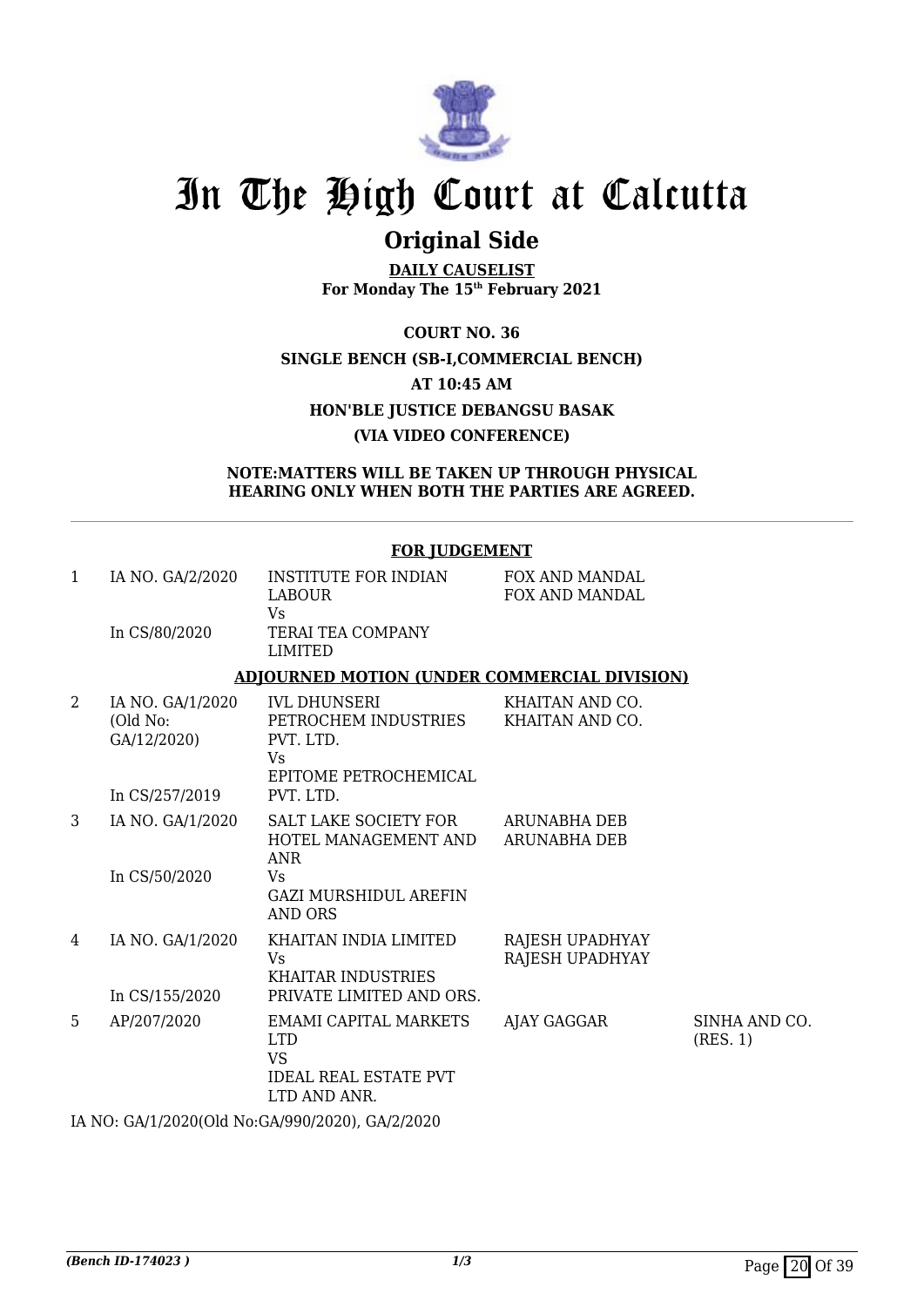# In The High Court at Calcutta

## Original Side

**DAILY CAUSELIST**
**For Monday The 15th February 2021**

**COURT NO. 36**
**SINGLE BENCH (SB-I,COMMERCIAL BENCH)**
**AT 10:45 AM**
**HON'BLE JUSTICE DEBANGSU BASAK**
**(VIA VIDEO CONFERENCE)**

**NOTE:MATTERS WILL BE TAKEN UP THROUGH PHYSICAL HEARING ONLY WHEN BOTH THE PARTIES ARE AGREED.**

**FOR JUDGEMENT**

| | | | | |
|---|---|---|---|---|
| 1 | IA NO. GA/2/2020<br><br>In CS/80/2020 | INSTITUTE FOR INDIAN LABOUR<br>Vs<br>TERAI TEA COMPANY LIMITED | FOX AND MANDAL<br>FOX AND MANDAL | |

**ADJOURNED MOTION (UNDER COMMERCIAL DIVISION)**

| | | | | |
|---|---|---|---|---|
| 2 | IA NO. GA/1/2020<br>(Old No: GA/12/2020)<br><br>In CS/257/2019 | IVL DHUNSERI PETROCHEM INDUSTRIES PVT. LTD.<br>Vs<br>EPITOME PETROCHEMICAL PVT. LTD. | KHAITAN AND CO.<br>KHAITAN AND CO. | |
| 3 | IA NO. GA/1/2020<br><br>In CS/50/2020 | SALT LAKE SOCIETY FOR HOTEL MANAGEMENT AND ANR<br>Vs<br>GAZI MURSHIDUL AREFIN AND ORS | ARUNABHA DEB<br>ARUNABHA DEB | |
| 4 | IA NO. GA/1/2020<br><br>In CS/155/2020 | KHAITAN INDIA LIMITED<br>Vs<br>KHAITAR INDUSTRIES PRIVATE LIMITED AND ORS. | RAJESH UPADHYAY<br>RAJESH UPADHYAY | |
| 5 | AP/207/2020 | EMAMI CAPITAL MARKETS LTD<br>VS<br>IDEAL REAL ESTATE PVT LTD AND ANR. | AJAY GAGGAR | SINHA AND CO. (RES. 1) |

IA NO: GA/1/2020(Old No:GA/990/2020), GA/2/2020

*(Bench ID-174023 )*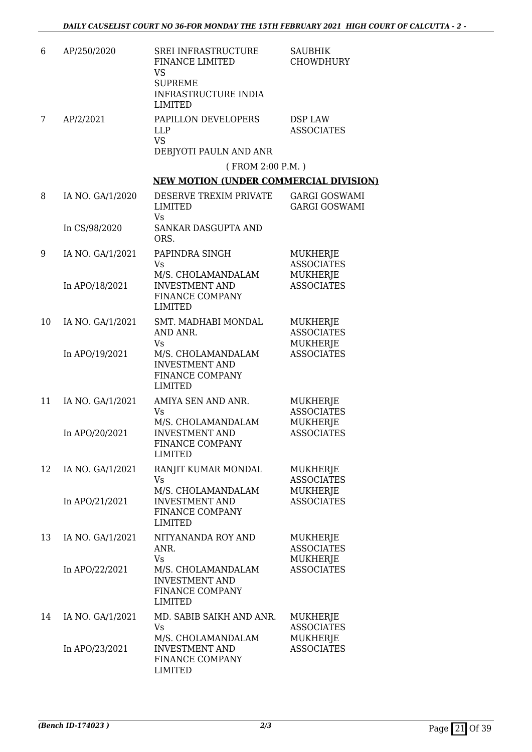| | | | |
|---|---|---|---|
| 6 | AP/250/2020 | SREI INFRASTRUCTURE FINANCE LIMITED<br>VS<br>SUPREME INFRASTRUCTURE INDIA LIMITED | SAUBHIK CHOWDHURY |
| 7 | AP/2/2021 | PAPILLON DEVELOPERS LLP<br>VS<br>DEBJYOTI PAULN AND ANR | DSP LAW ASSOCIATES |

( FROM 2:00 P.M. )

**NEW MOTION (UNDER COMMERCIAL DIVISION)**

| | | | |
|---|---|---|---|
| 8 | IA NO. GA/1/2020<br><br>In CS/98/2020 | DESERVE TREXIM PRIVATE LIMITED<br>Vs<br>SANKAR DASGUPTA AND ORS. | GARGI GOSWAMI<br>GARGI GOSWAMI |
| 9 | IA NO. GA/1/2021<br><br>In APO/18/2021 | PAPINDRA SINGH<br>Vs<br>M/S. CHOLAMANDALAM INVESTMENT AND FINANCE COMPANY LIMITED | MUKHERJE ASSOCIATES<br>MUKHERJE ASSOCIATES |
| 10 | IA NO. GA/1/2021<br><br>In APO/19/2021 | SMT. MADHABI MONDAL AND ANR.<br>Vs<br>M/S. CHOLAMANDALAM INVESTMENT AND FINANCE COMPANY LIMITED | MUKHERJE ASSOCIATES<br>MUKHERJE ASSOCIATES |
| 11 | IA NO. GA/1/2021<br><br>In APO/20/2021 | AMIYA SEN AND ANR.<br>Vs<br>M/S. CHOLAMANDALAM INVESTMENT AND FINANCE COMPANY LIMITED | MUKHERJE ASSOCIATES<br>MUKHERJE ASSOCIATES |
| 12 | IA NO. GA/1/2021<br><br>In APO/21/2021 | RANJIT KUMAR MONDAL<br>Vs<br>M/S. CHOLAMANDALAM INVESTMENT AND FINANCE COMPANY LIMITED | MUKHERJE ASSOCIATES<br>MUKHERJE ASSOCIATES |
| 13 | IA NO. GA/1/2021<br><br>In APO/22/2021 | NITYANANDA ROY AND ANR.<br>Vs<br>M/S. CHOLAMANDALAM INVESTMENT AND FINANCE COMPANY LIMITED | MUKHERJE ASSOCIATES<br>MUKHERJE ASSOCIATES |
| 14 | IA NO. GA/1/2021<br><br>In APO/23/2021 | MD. SABIB SAIKH AND ANR.<br>Vs<br>M/S. CHOLAMANDALAM INVESTMENT AND FINANCE COMPANY LIMITED | MUKHERJE ASSOCIATES<br>MUKHERJE ASSOCIATES |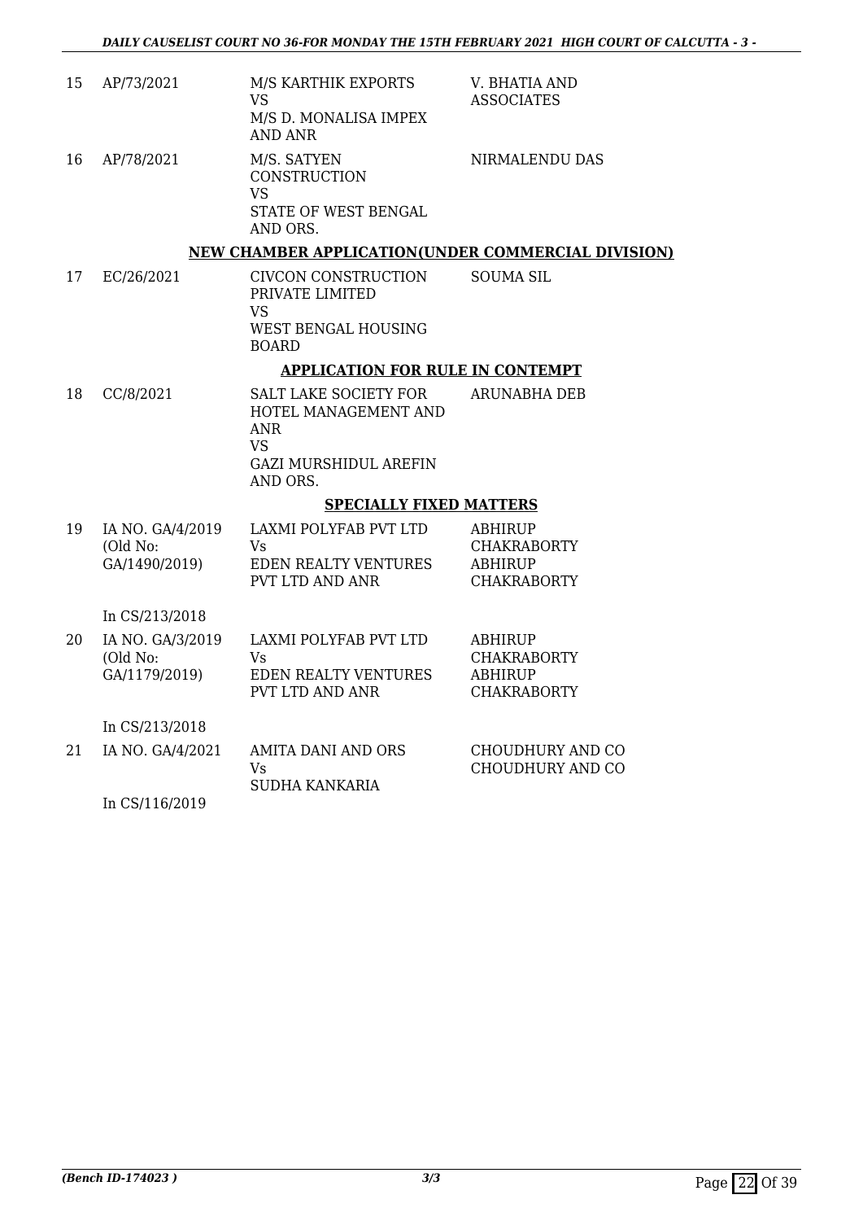| | | | |
|---|---|---|---|
| 15 | AP/73/2021 | M/S KARTHIK EXPORTS<br>VS<br>M/S D. MONALISA IMPEX AND ANR | V. BHATIA AND ASSOCIATES |
| 16 | AP/78/2021 | M/S. SATYEN CONSTRUCTION<br>VS<br>STATE OF WEST BENGAL AND ORS. | NIRMALENDU DAS |

**NEW CHAMBER APPLICATION(UNDER COMMERCIAL DIVISION)**

| | | | |
|---|---|---|---|
| 17 | EC/26/2021 | CIVCON CONSTRUCTION PRIVATE LIMITED<br>VS<br>WEST BENGAL HOUSING BOARD | SOUMA SIL |

**APPLICATION FOR RULE IN CONTEMPT**

| | | | |
|---|---|---|---|
| 18 | CC/8/2021 | SALT LAKE SOCIETY FOR HOTEL MANAGEMENT AND ANR<br>VS<br>GAZI MURSHIDUL AREFIN AND ORS. | ARUNABHA DEB |

**SPECIALLY FIXED MATTERS**

| | | | |
|---|---|---|---|
| 19 | IA NO. GA/4/2019 (Old No: GA/1490/2019)<br><br>In CS/213/2018 | LAXMI POLYFAB PVT LTD<br>Vs<br>EDEN REALTY VENTURES PVT LTD AND ANR | ABHIRUP CHAKRABORTY<br>ABHIRUP CHAKRABORTY |
| 20 | IA NO. GA/3/2019 (Old No: GA/1179/2019)<br><br>In CS/213/2018 | LAXMI POLYFAB PVT LTD<br>Vs<br>EDEN REALTY VENTURES PVT LTD AND ANR | ABHIRUP CHAKRABORTY<br>ABHIRUP CHAKRABORTY |
| 21 | IA NO. GA/4/2021<br><br>In CS/116/2019 | AMITA DANI AND ORS<br>Vs<br>SUDHA KANKARIA | CHOUDHURY AND CO<br>CHOUDHURY AND CO |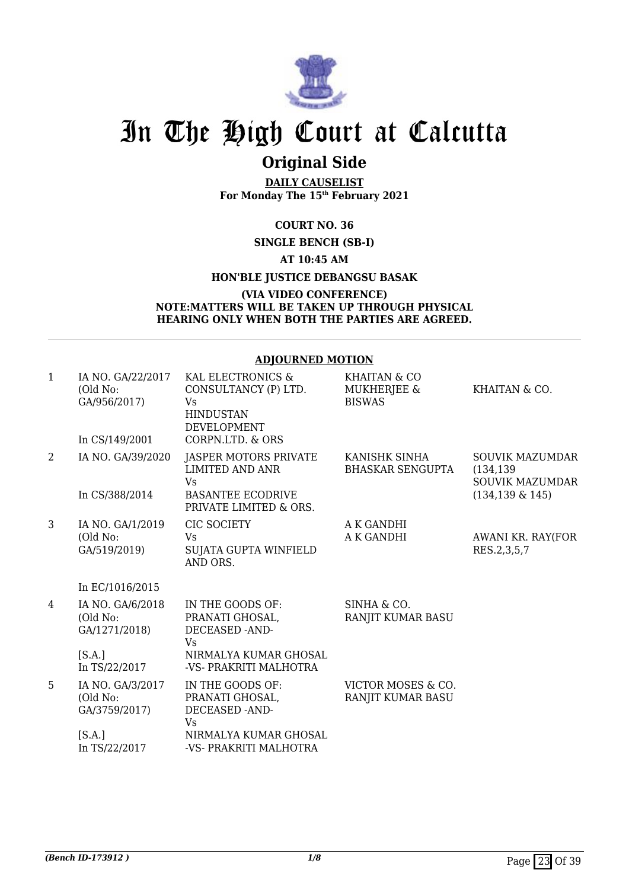# In The High Court at Calcutta

## Original Side

**DAILY CAUSELIST**
**For Monday The 15th February 2021**

**COURT NO. 36**

**SINGLE BENCH (SB-I)**

**AT 10:45 AM**

**HON'BLE JUSTICE DEBANGSU BASAK**

**(VIA VIDEO CONFERENCE)**
**NOTE:MATTERS WILL BE TAKEN UP THROUGH PHYSICAL HEARING ONLY WHEN BOTH THE PARTIES ARE AGREED.**

---

**ADJOURNED MOTION**

| | | | | |
|---|---|---|---|---|
| 1 | IA NO. GA/22/2017 (Old No: GA/956/2017) In CS/149/2001 | KAL ELECTRONICS & CONSULTANCY (P) LTD. Vs HINDUSTAN DEVELOPMENT CORPN.LTD. & ORS | KHAITAN & CO MUKHERJEE & BISWAS | KHAITAN & CO. |
| 2 | IA NO. GA/39/2020 In CS/388/2014 | JASPER MOTORS PRIVATE LIMITED AND ANR Vs BASANTEE ECODRIVE PRIVATE LIMITED & ORS. | KANISHK SINHA BHASKAR SENGUPTA | SOUVIK MAZUMDAR (134,139 SOUVIK MAZUMDAR (134,139 & 145) |
| 3 | IA NO. GA/1/2019 (Old No: GA/519/2019) In EC/1016/2015 | CIC SOCIETY Vs SUJATA GUPTA WINFIELD AND ORS. | A K GANDHI A K GANDHI | AWANI KR. RAY(FOR RES.2,3,5,7 |
| 4 | IA NO. GA/6/2018 (Old No: GA/1271/2018) [S.A.] In TS/22/2017 | IN THE GOODS OF: PRANATI GHOSAL, DECEASED -AND- Vs NIRMALYA KUMAR GHOSAL -VS- PRAKRITI MALHOTRA | SINHA & CO. RANJIT KUMAR BASU | |
| 5 | IA NO. GA/3/2017 (Old No: GA/3759/2017) [S.A.] In TS/22/2017 | IN THE GOODS OF: PRANATI GHOSAL, DECEASED -AND- Vs NIRMALYA KUMAR GHOSAL -VS- PRAKRITI MALHOTRA | VICTOR MOSES & CO. RANJIT KUMAR BASU | |

*(Bench ID-173912 )* 1/8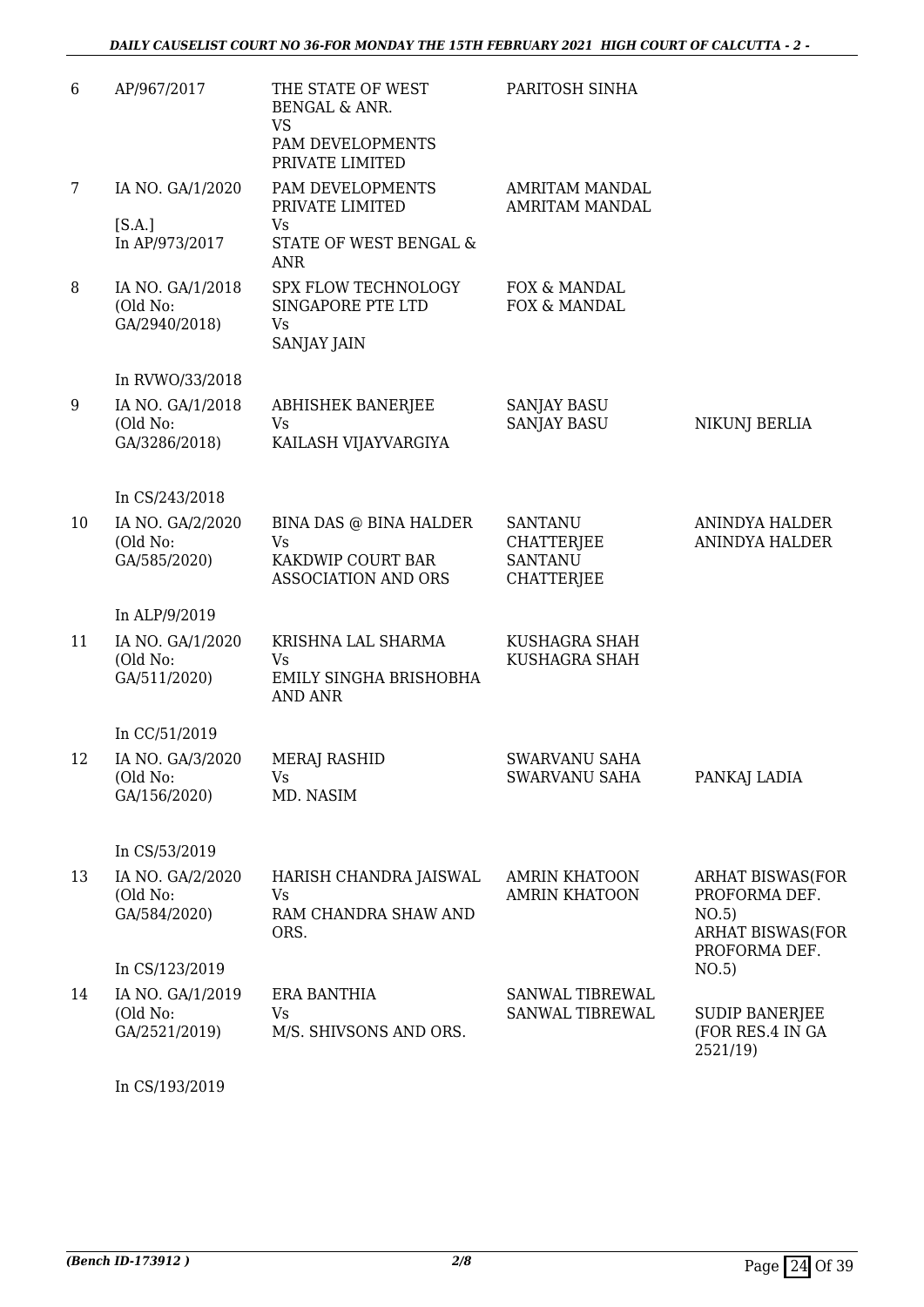| | | | | |
|---|---|---|---|---|
| 6 | AP/967/2017 | THE STATE OF WEST BENGAL & ANR. VS PAM DEVELOPMENTS PRIVATE LIMITED | PARITOSH SINHA | |
| 7 | IA NO. GA/1/2020 [S.A.] In AP/973/2017 | PAM DEVELOPMENTS PRIVATE LIMITED Vs STATE OF WEST BENGAL & ANR | AMRITAM MANDAL AMRITAM MANDAL | |
| 8 | IA NO. GA/1/2018 (Old No: GA/2940/2018) In RVWO/33/2018 | SPX FLOW TECHNOLOGY SINGAPORE PTE LTD Vs SANJAY JAIN | FOX & MANDAL FOX & MANDAL | |
| 9 | IA NO. GA/1/2018 (Old No: GA/3286/2018) In CS/243/2018 | ABHISHEK BANERJEE Vs KAILASH VIJAYVARGIYA | SANJAY BASU SANJAY BASU | NIKUNJ BERLIA |
| 10 | IA NO. GA/2/2020 (Old No: GA/585/2020) In ALP/9/2019 | BINA DAS @ BINA HALDER Vs KAKDWIP COURT BAR ASSOCIATION AND ORS | SANTANU CHATTERJEE SANTANU CHATTERJEE | ANINDYA HALDER ANINDYA HALDER |
| 11 | IA NO. GA/1/2020 (Old No: GA/511/2020) In CC/51/2019 | KRISHNA LAL SHARMA Vs EMILY SINGHA BRISHOBHA AND ANR | KUSHAGRA SHAH KUSHAGRA SHAH | |
| 12 | IA NO. GA/3/2020 (Old No: GA/156/2020) In CS/53/2019 | MERAJ RASHID Vs MD. NASIM | SWARVANU SAHA SWARVANU SAHA | PANKAJ LADIA |
| 13 | IA NO. GA/2/2020 (Old No: GA/584/2020) In CS/123/2019 | HARISH CHANDRA JAISWAL Vs RAM CHANDRA SHAW AND ORS. | AMRIN KHATOON AMRIN KHATOON | ARHAT BISWAS(FOR PROFORMA DEF. NO.5) ARHAT BISWAS(FOR PROFORMA DEF. NO.5) |
| 14 | IA NO. GA/1/2019 (Old No: GA/2521/2019) In CS/193/2019 | ERA BANTHIA Vs M/S. SHIVSONS AND ORS. | SANWAL TIBREWAL SANWAL TIBREWAL | SUDIP BANERJEE (FOR RES.4 IN GA 2521/19) |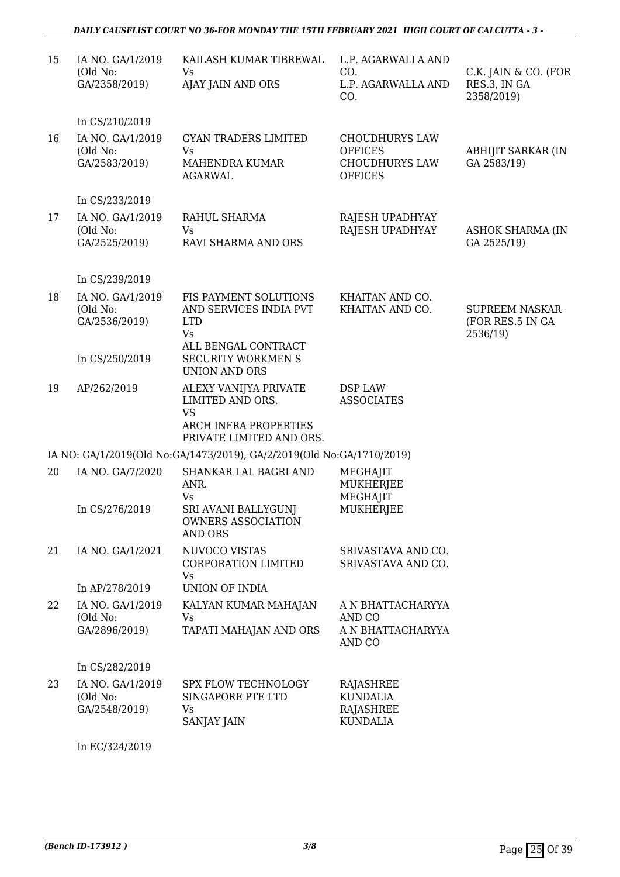| | | | | |
|---|---|---|---|---|
| 15 | IA NO. GA/1/2019 (Old No: GA/2358/2019)<br><br>In CS/210/2019 | KAILASH KUMAR TIBREWAL<br>Vs<br>AJAY JAIN AND ORS | L.P. AGARWALLA AND CO.<br>L.P. AGARWALLA AND CO. | C.K. JAIN & CO. (FOR RES.3, IN GA 2358/2019) |
| 16 | IA NO. GA/1/2019 (Old No: GA/2583/2019)<br><br>In CS/233/2019 | GYAN TRADERS LIMITED<br>Vs<br>MAHENDRA KUMAR AGARWAL | CHOUDHURYS LAW OFFICES<br>CHOUDHURYS LAW OFFICES | ABHIJIT SARKAR (IN GA 2583/19) |
| 17 | IA NO. GA/1/2019 (Old No: GA/2525/2019)<br><br>In CS/239/2019 | RAHUL SHARMA<br>Vs<br>RAVI SHARMA AND ORS | RAJESH UPADHYAY<br>RAJESH UPADHYAY | ASHOK SHARMA (IN GA 2525/19) |
| 18 | IA NO. GA/1/2019 (Old No: GA/2536/2019)<br><br>In CS/250/2019 | FIS PAYMENT SOLUTIONS AND SERVICES INDIA PVT LTD<br>Vs<br>ALL BENGAL CONTRACT SECURITY WORKMEN S UNION AND ORS | KHAITAN AND CO.<br>KHAITAN AND CO. | SUPREEM NASKAR (FOR RES.5 IN GA 2536/19) |
| 19 | AP/262/2019 | ALEXY VANIJYA PRIVATE LIMITED AND ORS.<br>VS<br>ARCH INFRA PROPERTIES PRIVATE LIMITED AND ORS. | DSP LAW ASSOCIATES | |
| | IA NO: GA/1/2019(Old No:GA/1473/2019), GA/2/2019(Old No:GA/1710/2019) | | | |
| 20 | IA NO. GA/7/2020<br><br>In CS/276/2019 | SHANKAR LAL BAGRI AND ANR.<br>Vs<br>SRI AVANI BALLYGUNJ OWNERS ASSOCIATION AND ORS | MEGHAJIT MUKHERJEE<br>MEGHAJIT MUKHERJEE | |
| 21 | IA NO. GA/1/2021<br><br>In AP/278/2019 | NUVOCO VISTAS CORPORATION LIMITED<br>Vs<br>UNION OF INDIA | SRIVASTAVA AND CO.<br>SRIVASTAVA AND CO. | |
| 22 | IA NO. GA/1/2019 (Old No: GA/2896/2019)<br><br>In CS/282/2019 | KALYAN KUMAR MAHAJAN<br>Vs<br>TAPATI MAHAJAN AND ORS | A N BHATTACHARYYA AND CO<br>A N BHATTACHARYYA AND CO | |
| 23 | IA NO. GA/1/2019 (Old No: GA/2548/2019)<br><br>In EC/324/2019 | SPX FLOW TECHNOLOGY SINGAPORE PTE LTD<br>Vs<br>SANJAY JAIN | RAJASHREE KUNDALIA<br>RAJASHREE KUNDALIA | |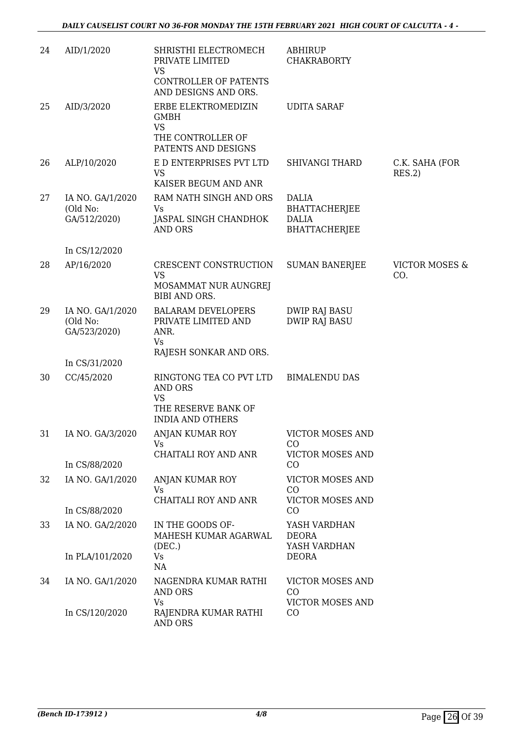| 24 | AID/1/2020 | SHRISTHI ELECTROMECH PRIVATE LIMITED<br>VS<br>CONTROLLER OF PATENTS AND DESIGNS AND ORS. | ABHIRUP CHAKRABORTY | |
|---|---|---|---|---|
| 25 | AID/3/2020 | ERBE ELEKTROMEDIZIN GMBH<br>VS<br>THE CONTROLLER OF PATENTS AND DESIGNS | UDITA SARAF | |
| 26 | ALP/10/2020 | E D ENTERPRISES PVT LTD<br>VS<br>KAISER BEGUM AND ANR | SHIVANGI THARD | C.K. SAHA (FOR RES.2) |
| 27 | IA NO. GA/1/2020 (Old No: GA/512/2020)<br><br>In CS/12/2020 | RAM NATH SINGH AND ORS<br>Vs<br>JASPAL SINGH CHANDHOK AND ORS | DALIA BHATTACHERJEE<br>DALIA BHATTACHERJEE | |
| 28 | AP/16/2020 | CRESCENT CONSTRUCTION<br>VS<br>MOSAMMAT NUR AUNGREJ BIBI AND ORS. | SUMAN BANERJEE | VICTOR MOSES & CO. |
| 29 | IA NO. GA/1/2020 (Old No: GA/523/2020)<br><br>In CS/31/2020 | BALARAM DEVELOPERS PRIVATE LIMITED AND ANR.<br>Vs<br>RAJESH SONKAR AND ORS. | DWIP RAJ BASU<br>DWIP RAJ BASU | |
| 30 | CC/45/2020 | RINGTONG TEA CO PVT LTD AND ORS<br>VS<br>THE RESERVE BANK OF INDIA AND OTHERS | BIMALENDU DAS | |
| 31 | IA NO. GA/3/2020<br><br>In CS/88/2020 | ANJAN KUMAR ROY<br>Vs<br>CHAITALI ROY AND ANR | VICTOR MOSES AND CO<br>VICTOR MOSES AND CO | |
| 32 | IA NO. GA/1/2020<br><br>In CS/88/2020 | ANJAN KUMAR ROY<br>Vs<br>CHAITALI ROY AND ANR | VICTOR MOSES AND CO<br>VICTOR MOSES AND CO | |
| 33 | IA NO. GA/2/2020<br><br>In PLA/101/2020 | IN THE GOODS OF- MAHESH KUMAR AGARWAL (DEC.)<br>Vs<br>NA | YASH VARDHAN DEORA<br>YASH VARDHAN DEORA | |
| 34 | IA NO. GA/1/2020<br><br>In CS/120/2020 | NAGENDRA KUMAR RATHI AND ORS<br>Vs<br>RAJENDRA KUMAR RATHI AND ORS | VICTOR MOSES AND CO<br>VICTOR MOSES AND CO | |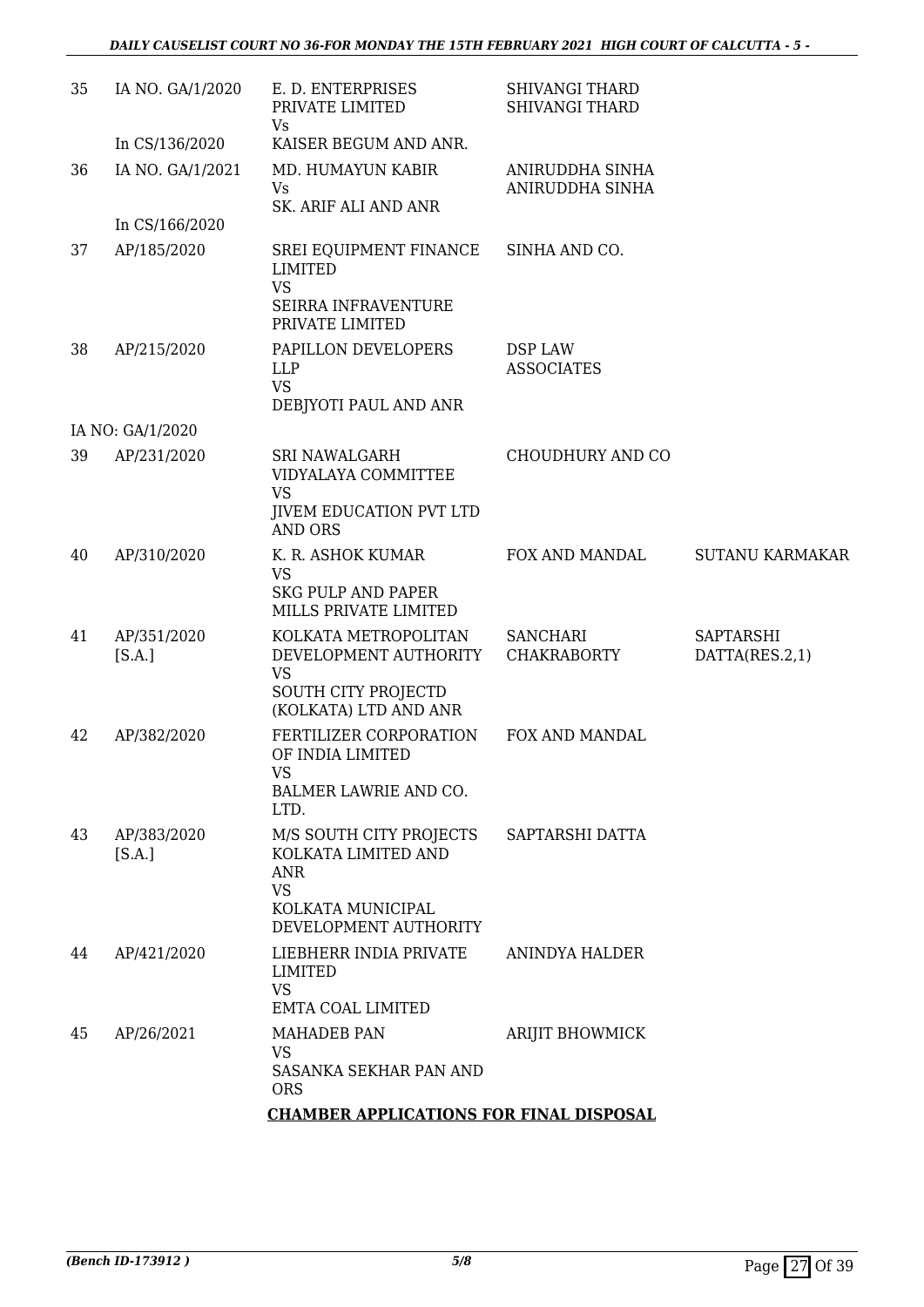| | | | | |
|---|---|---|---|---|
| 35 | IA NO. GA/1/2020<br>In CS/136/2020 | E. D. ENTERPRISES PRIVATE LIMITED<br>Vs<br>KAISER BEGUM AND ANR. | SHIVANGI THARD<br>SHIVANGI THARD | |
| 36 | IA NO. GA/1/2021<br>In CS/166/2020 | MD. HUMAYUN KABIR<br>Vs<br>SK. ARIF ALI AND ANR | ANIRUDDHA SINHA<br>ANIRUDDHA SINHA | |
| 37 | AP/185/2020 | SREI EQUIPMENT FINANCE LIMITED<br>VS<br>SEIRRA INFRAVENTURE PRIVATE LIMITED | SINHA AND CO. | |
| 38 | AP/215/2020 | PAPILLON DEVELOPERS LLP<br>VS<br>DEBJYOTI PAUL AND ANR | DSP LAW ASSOCIATES | |
| | IA NO: GA/1/2020 | | | |
| 39 | AP/231/2020 | SRI NAWALGARH VIDYALAYA COMMITTEE<br>VS<br>JIVEM EDUCATION PVT LTD AND ORS | CHOUDHURY AND CO | |
| 40 | AP/310/2020 | K. R. ASHOK KUMAR<br>VS<br>SKG PULP AND PAPER MILLS PRIVATE LIMITED | FOX AND MANDAL | SUTANU KARMAKAR |
| 41 | AP/351/2020<br>[S.A.] | KOLKATA METROPOLITAN DEVELOPMENT AUTHORITY<br>VS<br>SOUTH CITY PROJECTD (KOLKATA) LTD AND ANR | SANCHARI CHAKRABORTY | SAPTARSHI DATTA(RES.2,1) |
| 42 | AP/382/2020 | FERTILIZER CORPORATION OF INDIA LIMITED<br>VS<br>BALMER LAWRIE AND CO. LTD. | FOX AND MANDAL | |
| 43 | AP/383/2020<br>[S.A.] | M/S SOUTH CITY PROJECTS KOLKATA LIMITED AND ANR<br>VS<br>KOLKATA MUNICIPAL DEVELOPMENT AUTHORITY | SAPTARSHI DATTA | |
| 44 | AP/421/2020 | LIEBHERR INDIA PRIVATE LIMITED<br>VS<br>EMTA COAL LIMITED | ANINDYA HALDER | |
| 45 | AP/26/2021 | MAHADEB PAN<br>VS<br>SASANKA SEKHAR PAN AND ORS | ARIJIT BHOWMICK | |

**CHAMBER APPLICATIONS FOR FINAL DISPOSAL**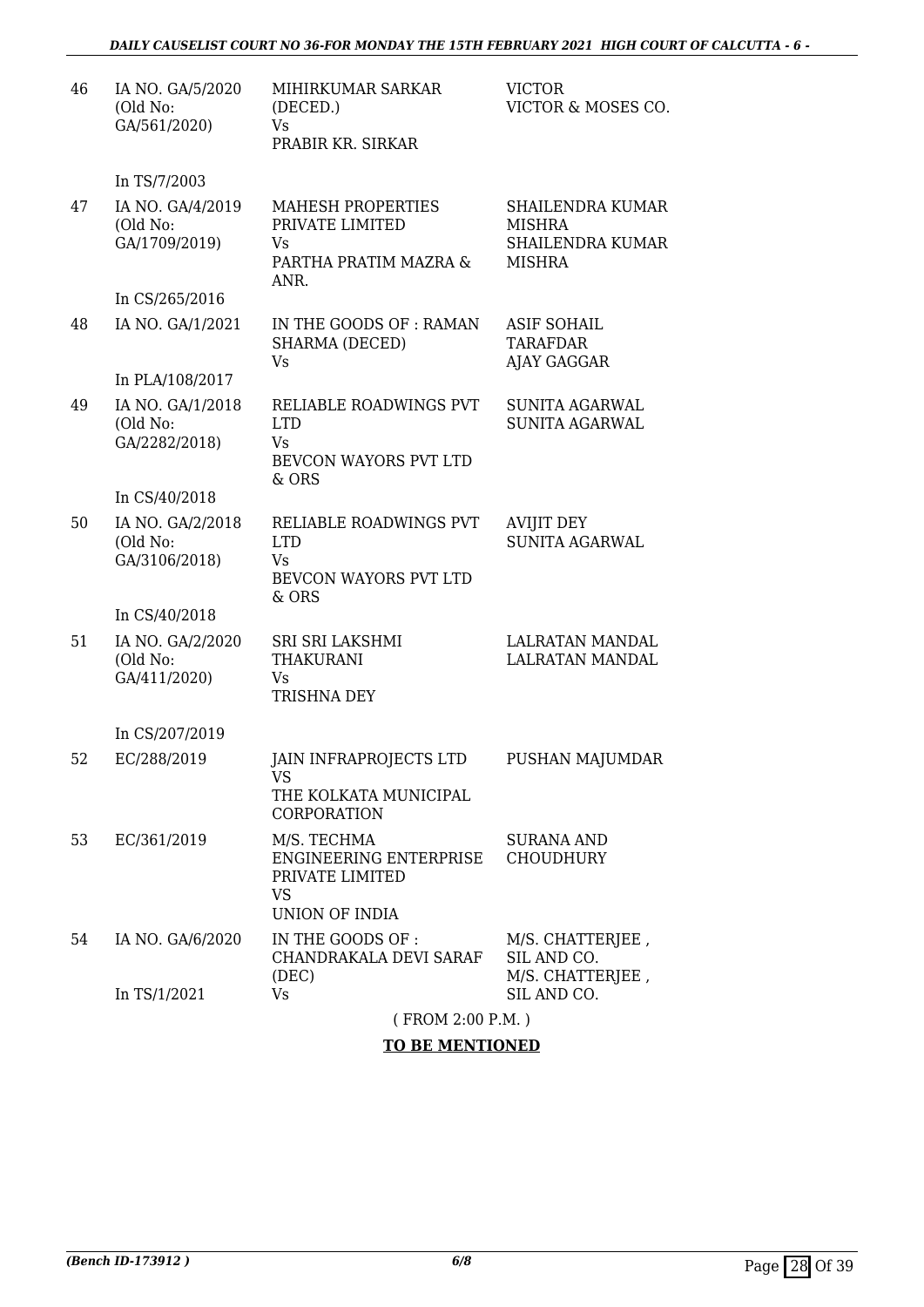| | | | |
|---|---|---|---|
| 46 | IA NO. GA/5/2020 (Old No: GA/561/2020)<br><br>In TS/7/2003 | MIHIRKUMAR SARKAR (DECED.)<br>Vs<br>PRABIR KR. SIRKAR | VICTOR<br>VICTOR & MOSES CO. |
| 47 | IA NO. GA/4/2019 (Old No: GA/1709/2019)<br><br>In CS/265/2016 | MAHESH PROPERTIES PRIVATE LIMITED<br>Vs<br>PARTHA PRATIM MAZRA & ANR. | SHAILENDRA KUMAR MISHRA<br>SHAILENDRA KUMAR MISHRA |
| 48 | IA NO. GA/1/2021<br><br>In PLA/108/2017 | IN THE GOODS OF : RAMAN SHARMA (DECED)<br>Vs | ASIF SOHAIL TARAFDAR<br>AJAY GAGGAR |
| 49 | IA NO. GA/1/2018 (Old No: GA/2282/2018)<br><br>In CS/40/2018 | RELIABLE ROADWINGS PVT LTD<br>Vs<br>BEVCON WAYORS PVT LTD & ORS | SUNITA AGARWAL<br>SUNITA AGARWAL |
| 50 | IA NO. GA/2/2018 (Old No: GA/3106/2018)<br><br>In CS/40/2018 | RELIABLE ROADWINGS PVT LTD<br>Vs<br>BEVCON WAYORS PVT LTD & ORS | AVIJIT DEY<br>SUNITA AGARWAL |
| 51 | IA NO. GA/2/2020 (Old No: GA/411/2020)<br><br>In CS/207/2019 | SRI SRI LAKSHMI THAKURANI<br>Vs<br>TRISHNA DEY | LALRATAN MANDAL<br>LALRATAN MANDAL |
| 52 | EC/288/2019 | JAIN INFRAPROJECTS LTD<br>VS<br>THE KOLKATA MUNICIPAL CORPORATION | PUSHAN MAJUMDAR |
| 53 | EC/361/2019 | M/S. TECHMA ENGINEERING ENTERPRISE PRIVATE LIMITED<br>VS<br>UNION OF INDIA | SURANA AND CHOUDHURY |
| 54 | IA NO. GA/6/2020<br><br>In TS/1/2021 | IN THE GOODS OF : CHANDRAKALA DEVI SARAF (DEC)<br>Vs | M/S. CHATTERJEE , SIL AND CO.<br>M/S. CHATTERJEE , SIL AND CO. |

( FROM 2:00 P.M. )

**TO BE MENTIONED**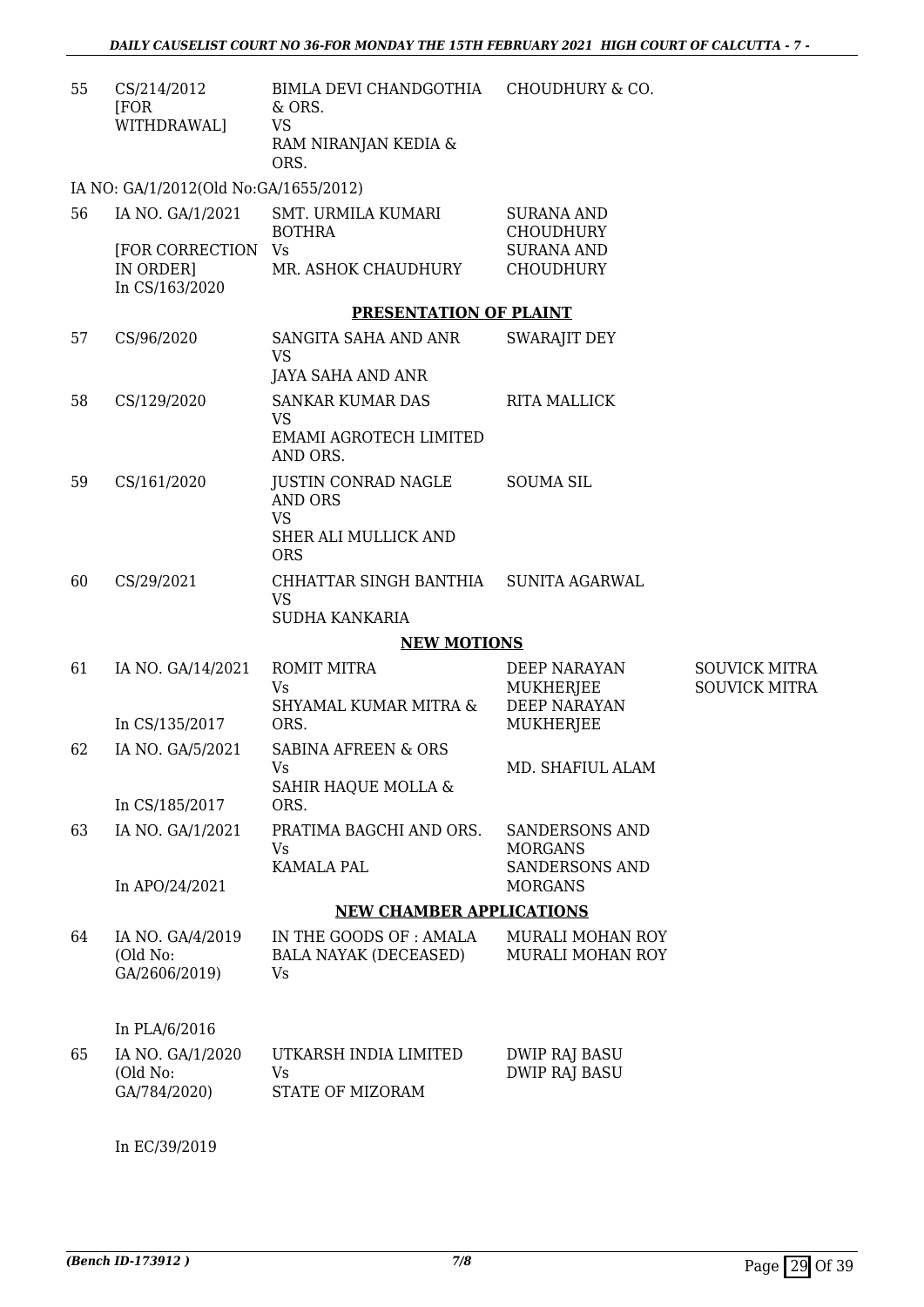| | | | | |
|---|---|---|---|---|
| 55 | CS/214/2012 [FOR WITHDRAWAL] | BIMLA DEVI CHANDGOTHIA & ORS. VS RAM NIRANJAN KEDIA & ORS. | CHOUDHURY & CO. | |

IA NO: GA/1/2012(Old No:GA/1655/2012)

| | | | | |
|---|---|---|---|---|
| 56 | IA NO. GA/1/2021 [FOR CORRECTION IN ORDER] In CS/163/2020 | SMT. URMILA KUMARI BOTHRA Vs MR. ASHOK CHAUDHURY | SURANA AND CHOUDHURY SURANA AND CHOUDHURY | |

## PRESENTATION OF PLAINT

| | | | | |
|---|---|---|---|---|
| 57 | CS/96/2020 | SANGITA SAHA AND ANR VS JAYA SAHA AND ANR | SWARAJIT DEY | |
| 58 | CS/129/2020 | SANKAR KUMAR DAS VS EMAMI AGROTECH LIMITED AND ORS. | RITA MALLICK | |
| 59 | CS/161/2020 | JUSTIN CONRAD NAGLE AND ORS VS SHER ALI MULLICK AND ORS | SOUMA SIL | |
| 60 | CS/29/2021 | CHHATTAR SINGH BANTHIA VS SUDHA KANKARIA | SUNITA AGARWAL | |

## NEW MOTIONS

| | | | | |
|---|---|---|---|---|
| 61 | IA NO. GA/14/2021 In CS/135/2017 | ROMIT MITRA Vs SHYAMAL KUMAR MITRA & ORS. | DEEP NARAYAN MUKHERJEE DEEP NARAYAN MUKHERJEE | SOUVICK MITRA SOUVICK MITRA |
| 62 | IA NO. GA/5/2021 In CS/185/2017 | SABINA AFREEN & ORS Vs SAHIR HAQUE MOLLA & ORS. | MD. SHAFIUL ALAM | |
| 63 | IA NO. GA/1/2021 In APO/24/2021 | PRATIMA BAGCHI AND ORS. Vs KAMALA PAL | SANDERSONS AND MORGANS SANDERSONS AND MORGANS | |

## NEW CHAMBER APPLICATIONS

| | | | | |
|---|---|---|---|---|
| 64 | IA NO. GA/4/2019 (Old No: GA/2606/2019) In PLA/6/2016 | IN THE GOODS OF : AMALA BALA NAYAK (DECEASED) Vs | MURALI MOHAN ROY MURALI MOHAN ROY | |
| 65 | IA NO. GA/1/2020 (Old No: GA/784/2020) In EC/39/2019 | UTKARSH INDIA LIMITED Vs STATE OF MIZORAM | DWIP RAJ BASU DWIP RAJ BASU | |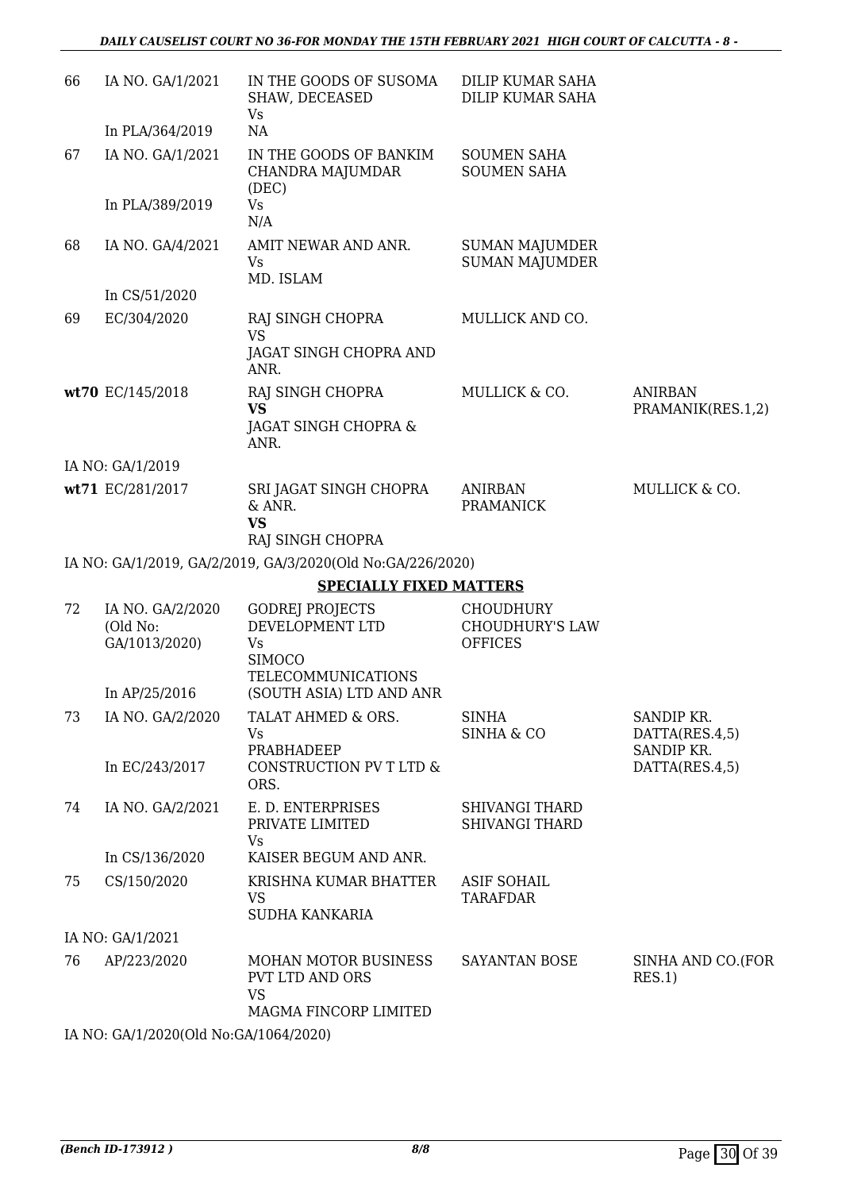| | | | | |
|---|---|---|---|---|
| 66 | IA NO. GA/1/2021<br><br>In PLA/364/2019 | IN THE GOODS OF SUSOMA SHAW, DECEASED<br>Vs<br>NA | DILIP KUMAR SAHA<br>DILIP KUMAR SAHA | |
| 67 | IA NO. GA/1/2021<br><br>In PLA/389/2019 | IN THE GOODS OF BANKIM CHANDRA MAJUMDAR (DEC)<br>Vs<br>N/A | SOUMEN SAHA<br>SOUMEN SAHA | |
| 68 | IA NO. GA/4/2021<br><br>In CS/51/2020 | AMIT NEWAR AND ANR.<br>Vs<br>MD. ISLAM | SUMAN MAJUMDER<br>SUMAN MAJUMDER | |
| 69 | EC/304/2020 | RAJ SINGH CHOPRA<br>VS<br>JAGAT SINGH CHOPRA AND ANR. | MULLICK AND CO. | |
| **wt70** | EC/145/2018 | RAJ SINGH CHOPRA<br>**VS**<br>JAGAT SINGH CHOPRA & ANR. | MULLICK & CO. | ANIRBAN PRAMANIK(RES.1,2) |
| | IA NO: GA/1/2019 | | | |
| **wt71** | EC/281/2017 | SRI JAGAT SINGH CHOPRA & ANR.<br>**VS**<br>RAJ SINGH CHOPRA | ANIRBAN PRAMANICK | MULLICK & CO. |
| | IA NO: GA/1/2019, GA/2/2019, GA/3/2020(Old No:GA/226/2020) | | | |

**SPECIALLY FIXED MATTERS**

| | | | | |
|---|---|---|---|---|
| 72 | IA NO. GA/2/2020 (Old No: GA/1013/2020)<br><br>In AP/25/2016 | GODREJ PROJECTS DEVELOPMENT LTD<br>Vs<br>SIMOCO TELECOMMUNICATIONS (SOUTH ASIA) LTD AND ANR | CHOUDHURY<br>CHOUDHURY'S LAW OFFICES | |
| 73 | IA NO. GA/2/2020<br><br>In EC/243/2017 | TALAT AHMED & ORS.<br>Vs<br>PRABHADEEP CONSTRUCTION PV T LTD & ORS. | SINHA<br>SINHA & CO | SANDIP KR. DATTA(RES.4,5)<br>SANDIP KR. DATTA(RES.4,5) |
| 74 | IA NO. GA/2/2021<br><br>In CS/136/2020 | E. D. ENTERPRISES PRIVATE LIMITED<br>Vs<br>KAISER BEGUM AND ANR. | SHIVANGI THARD<br>SHIVANGI THARD | |
| 75 | CS/150/2020 | KRISHNA KUMAR BHATTER<br>VS<br>SUDHA KANKARIA | ASIF SOHAIL TARAFDAR | |
| | IA NO: GA/1/2021 | | | |
| 76 | AP/223/2020 | MOHAN MOTOR BUSINESS PVT LTD AND ORS<br>VS<br>MAGMA FINCORP LIMITED | SAYANTAN BOSE | SINHA AND CO.(FOR RES.1) |
| | IA NO: GA/1/2020(Old No:GA/1064/2020) | | | |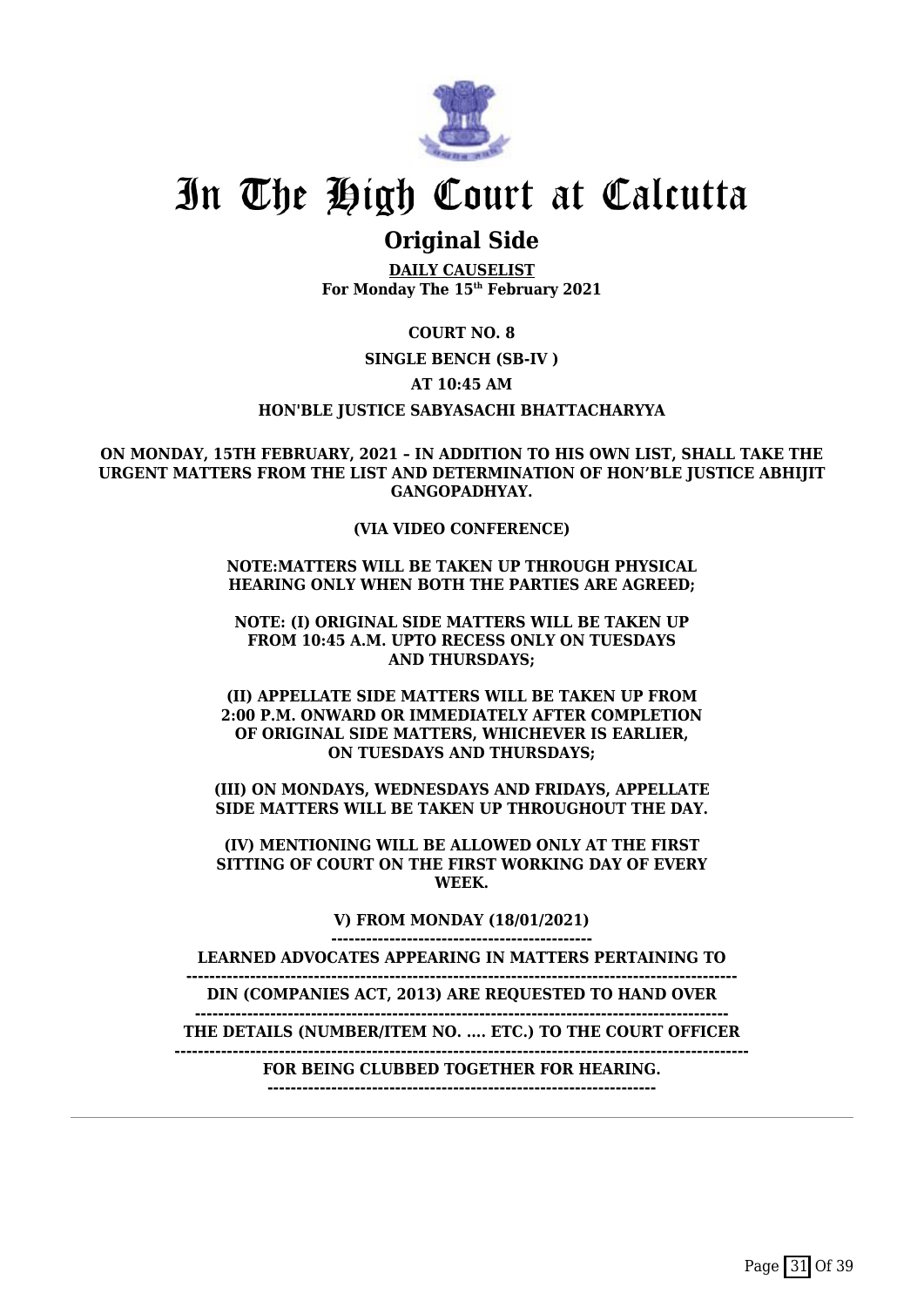# In The High Court at Calcutta

## Original Side

**DAILY CAUSELIST**
**For Monday The 15th February 2021**

**COURT NO. 8**

**SINGLE BENCH (SB-IV )**

**AT 10:45 AM**

**HON'BLE JUSTICE SABYASACHI BHATTACHARYYA**

**ON MONDAY, 15TH FEBRUARY, 2021 – IN ADDITION TO HIS OWN LIST, SHALL TAKE THE URGENT MATTERS FROM THE LIST AND DETERMINATION OF HON'BLE JUSTICE ABHIJIT GANGOPADHYAY.**

**(VIA VIDEO CONFERENCE)**

**NOTE:MATTERS WILL BE TAKEN UP THROUGH PHYSICAL HEARING ONLY WHEN BOTH THE PARTIES ARE AGREED;**

**NOTE: (I) ORIGINAL SIDE MATTERS WILL BE TAKEN UP FROM 10:45 A.M. UPTO RECESS ONLY ON TUESDAYS AND THURSDAYS;**

**(II) APPELLATE SIDE MATTERS WILL BE TAKEN UP FROM 2:00 P.M. ONWARD OR IMMEDIATELY AFTER COMPLETION OF ORIGINAL SIDE MATTERS, WHICHEVER IS EARLIER, ON TUESDAYS AND THURSDAYS;**

**(III) ON MONDAYS, WEDNESDAYS AND FRIDAYS, APPELLATE SIDE MATTERS WILL BE TAKEN UP THROUGHOUT THE DAY.**

**(IV) MENTIONING WILL BE ALLOWED ONLY AT THE FIRST SITTING OF COURT ON THE FIRST WORKING DAY OF EVERY WEEK.**

**V) FROM MONDAY (18/01/2021)**

**LEARNED ADVOCATES APPEARING IN MATTERS PERTAINING TO**

**DIN (COMPANIES ACT, 2013) ARE REQUESTED TO HAND OVER**

**THE DETAILS (NUMBER/ITEM NO. .... ETC.) TO THE COURT OFFICER**

**FOR BEING CLUBBED TOGETHER FOR HEARING.**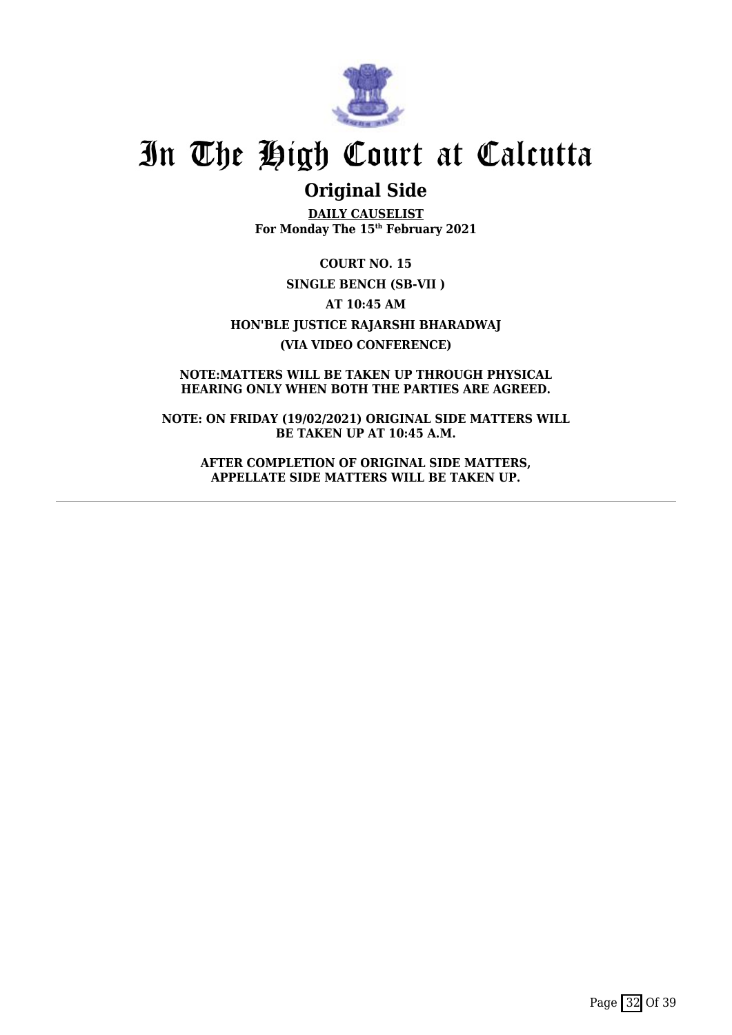# In The High Court at Calcutta

## Original Side

**DAILY CAUSELIST**
**For Monday The 15th February 2021**

**COURT NO. 15**

**SINGLE BENCH (SB-VII )**

**AT 10:45 AM**

**HON'BLE JUSTICE RAJARSHI BHARADWAJ**

**(VIA VIDEO CONFERENCE)**

**NOTE:MATTERS WILL BE TAKEN UP THROUGH PHYSICAL HEARING ONLY WHEN BOTH THE PARTIES ARE AGREED.**

**NOTE: ON FRIDAY (19/02/2021) ORIGINAL SIDE MATTERS WILL BE TAKEN UP AT 10:45 A.M.**

**AFTER COMPLETION OF ORIGINAL SIDE MATTERS, APPELLATE SIDE MATTERS WILL BE TAKEN UP.**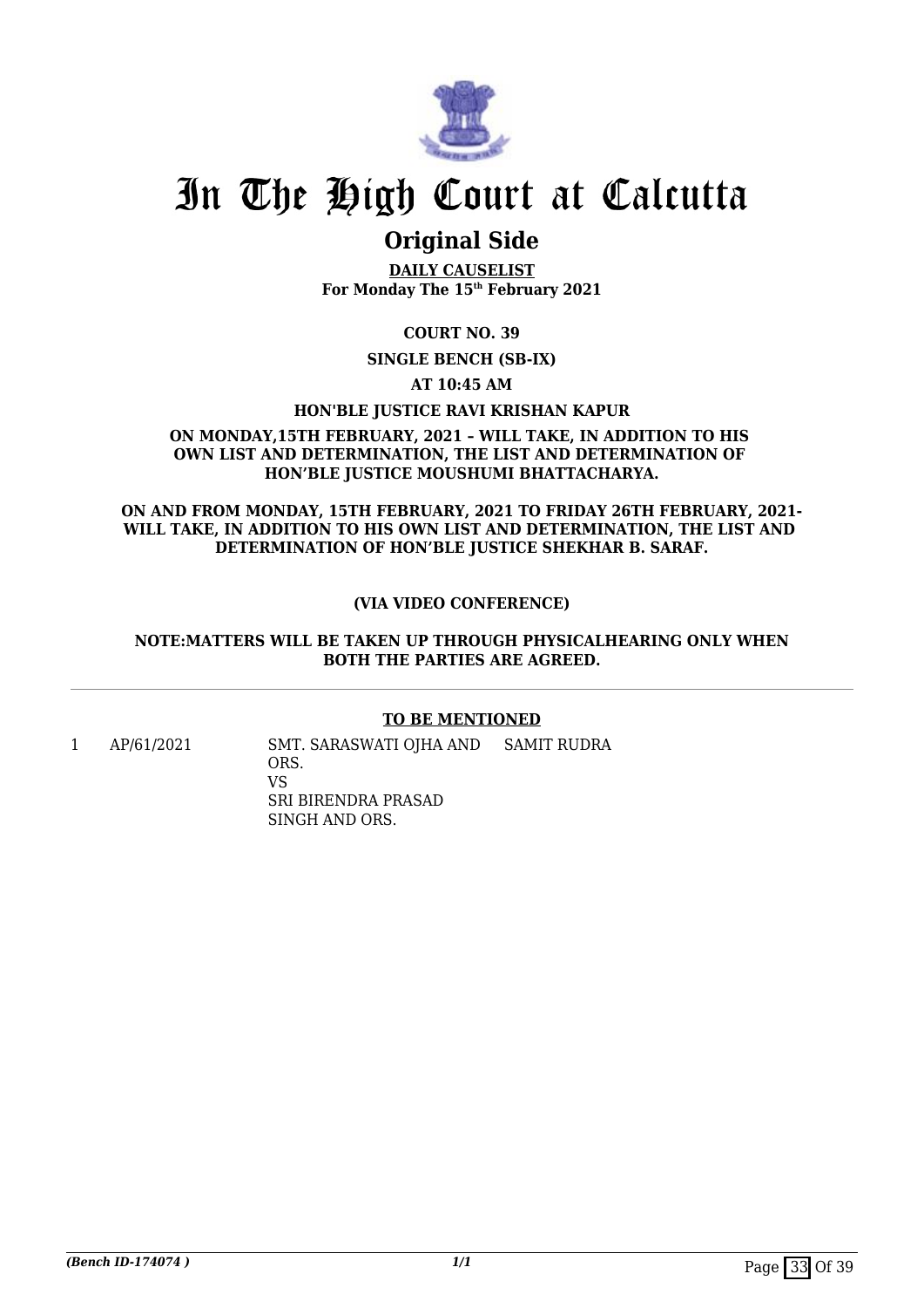# In The High Court at Calcutta

## Original Side

**DAILY CAUSELIST**
**For Monday The 15th February 2021**

**COURT NO. 39**

**SINGLE BENCH (SB-IX)**

**AT 10:45 AM**

**HON'BLE JUSTICE RAVI KRISHAN KAPUR**

**ON MONDAY,15TH FEBRUARY, 2021 – WILL TAKE, IN ADDITION TO HIS OWN LIST AND DETERMINATION, THE LIST AND DETERMINATION OF HON'BLE JUSTICE MOUSHUMI BHATTACHARYA.**

**ON AND FROM MONDAY, 15TH FEBRUARY, 2021 TO FRIDAY 26TH FEBRUARY, 2021- WILL TAKE, IN ADDITION TO HIS OWN LIST AND DETERMINATION, THE LIST AND DETERMINATION OF HON'BLE JUSTICE SHEKHAR B. SARAF.**

**(VIA VIDEO CONFERENCE)**

**NOTE:MATTERS WILL BE TAKEN UP THROUGH PHYSICALHEARING ONLY WHEN BOTH THE PARTIES ARE AGREED.**

**TO BE MENTIONED**

| | | | |
|---|---|---|---|
| 1 | AP/61/2021 | SMT. SARASWATI OJHA AND ORS.<br>VS<br>SRI BIRENDRA PRASAD SINGH AND ORS. | SAMIT RUDRA |

*(Bench ID-174074 )*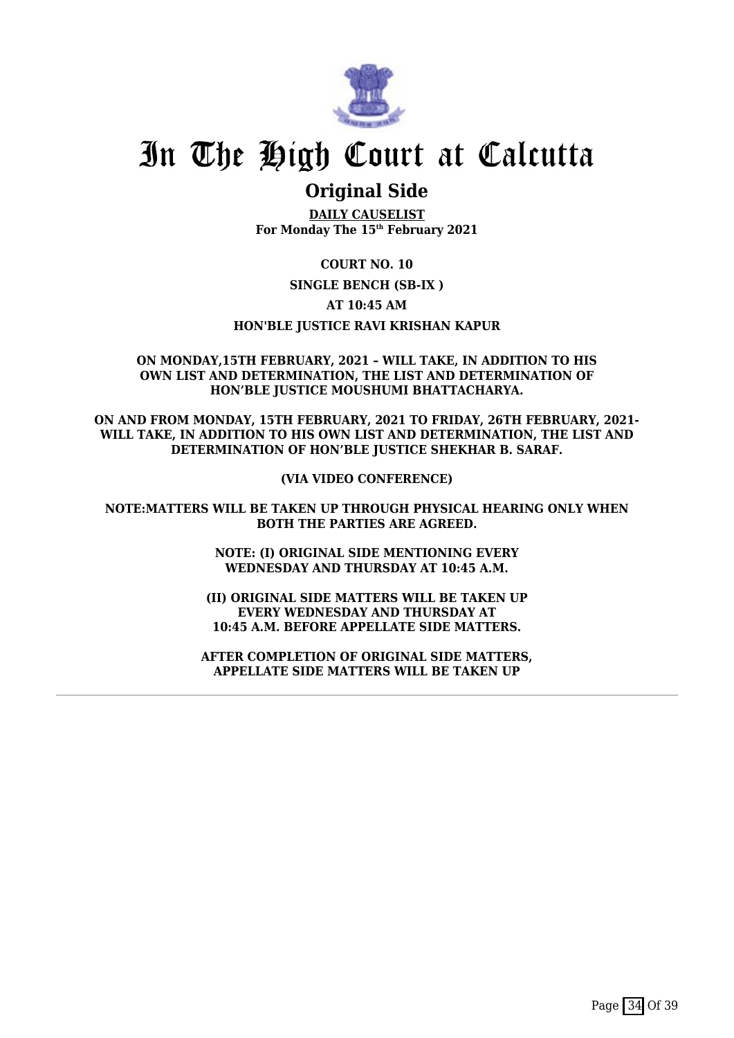# In The High Court at Calcutta

## Original Side

**DAILY CAUSELIST**
**For Monday The 15th February 2021**

**COURT NO. 10**

**SINGLE BENCH (SB-IX )**

**AT 10:45 AM**

**HON'BLE JUSTICE RAVI KRISHAN KAPUR**

**ON MONDAY,15TH FEBRUARY, 2021 – WILL TAKE, IN ADDITION TO HIS OWN LIST AND DETERMINATION, THE LIST AND DETERMINATION OF HON'BLE JUSTICE MOUSHUMI BHATTACHARYA.**

**ON AND FROM MONDAY, 15TH FEBRUARY, 2021 TO FRIDAY, 26TH FEBRUARY, 2021- WILL TAKE, IN ADDITION TO HIS OWN LIST AND DETERMINATION, THE LIST AND DETERMINATION OF HON'BLE JUSTICE SHEKHAR B. SARAF.**

**(VIA VIDEO CONFERENCE)**

**NOTE:MATTERS WILL BE TAKEN UP THROUGH PHYSICAL HEARING ONLY WHEN BOTH THE PARTIES ARE AGREED.**

**NOTE: (I) ORIGINAL SIDE MENTIONING EVERY WEDNESDAY AND THURSDAY AT 10:45 A.M.**

**(II) ORIGINAL SIDE MATTERS WILL BE TAKEN UP EVERY WEDNESDAY AND THURSDAY AT 10:45 A.M. BEFORE APPELLATE SIDE MATTERS.**

**AFTER COMPLETION OF ORIGINAL SIDE MATTERS, APPELLATE SIDE MATTERS WILL BE TAKEN UP**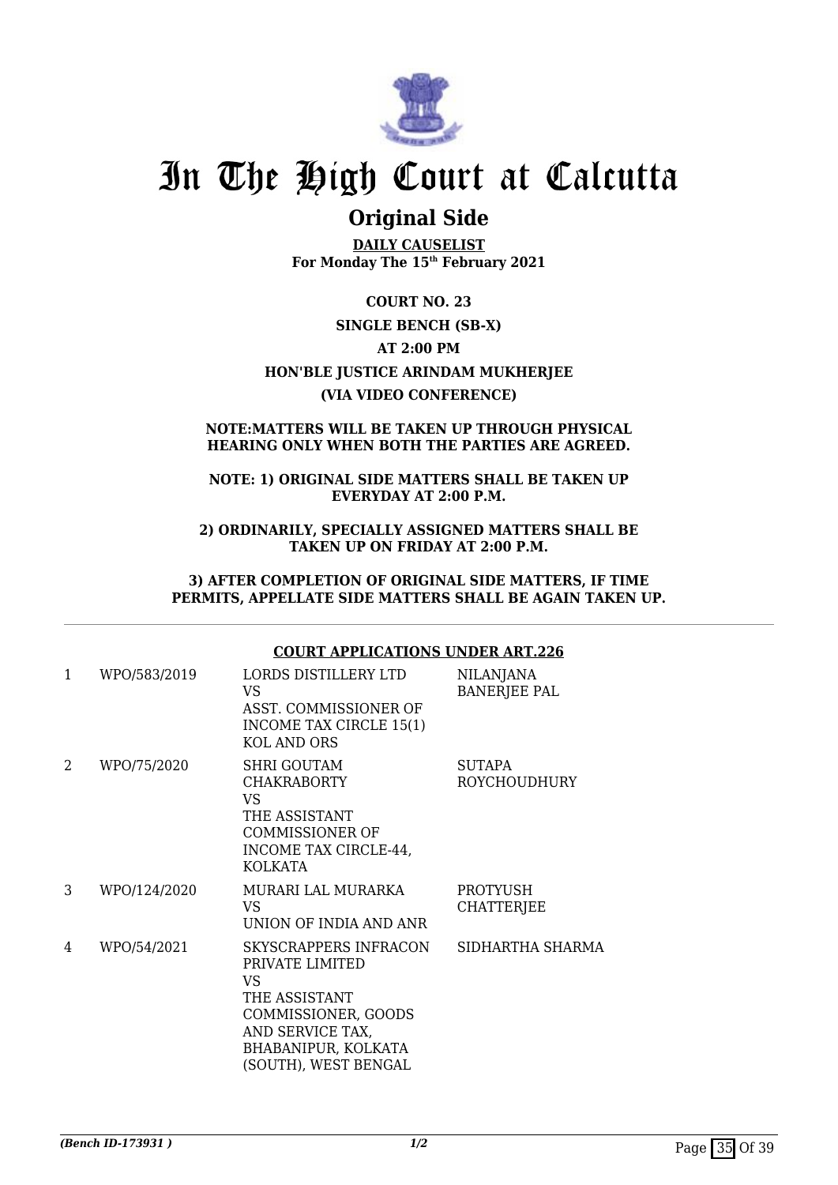# In The High Court at Calcutta

## Original Side

**DAILY CAUSELIST**
**For Monday The 15th February 2021**

**COURT NO. 23**

**SINGLE BENCH (SB-X)**

**AT 2:00 PM**

**HON'BLE JUSTICE ARINDAM MUKHERJEE**

**(VIA VIDEO CONFERENCE)**

**NOTE:MATTERS WILL BE TAKEN UP THROUGH PHYSICAL HEARING ONLY WHEN BOTH THE PARTIES ARE AGREED.**

**NOTE: 1) ORIGINAL SIDE MATTERS SHALL BE TAKEN UP EVERYDAY AT 2:00 P.M.**

**2) ORDINARILY, SPECIALLY ASSIGNED MATTERS SHALL BE TAKEN UP ON FRIDAY AT 2:00 P.M.**

**3) AFTER COMPLETION OF ORIGINAL SIDE MATTERS, IF TIME PERMITS, APPELLATE SIDE MATTERS SHALL BE AGAIN TAKEN UP.**

**COURT APPLICATIONS UNDER ART.226**

| | | | |
|---|---|---|---|
| 1 | WPO/583/2019 | LORDS DISTILLERY LTD VS ASST. COMMISSIONER OF INCOME TAX CIRCLE 15(1) KOL AND ORS | NILANJANA BANERJEE PAL |
| 2 | WPO/75/2020 | SHRI GOUTAM CHAKRABORTY VS THE ASSISTANT COMMISSIONER OF INCOME TAX CIRCLE-44, KOLKATA | SUTAPA ROYCHOUDHURY |
| 3 | WPO/124/2020 | MURARI LAL MURARKA VS UNION OF INDIA AND ANR | PROTYUSH CHATTERJEE |
| 4 | WPO/54/2021 | SKYSCRAPPERS INFRACON PRIVATE LIMITED VS THE ASSISTANT COMMISSIONER, GOODS AND SERVICE TAX, BHABANIPUR, KOLKATA (SOUTH), WEST BENGAL | SIDHARTHA SHARMA |

*(Bench ID-173931 )*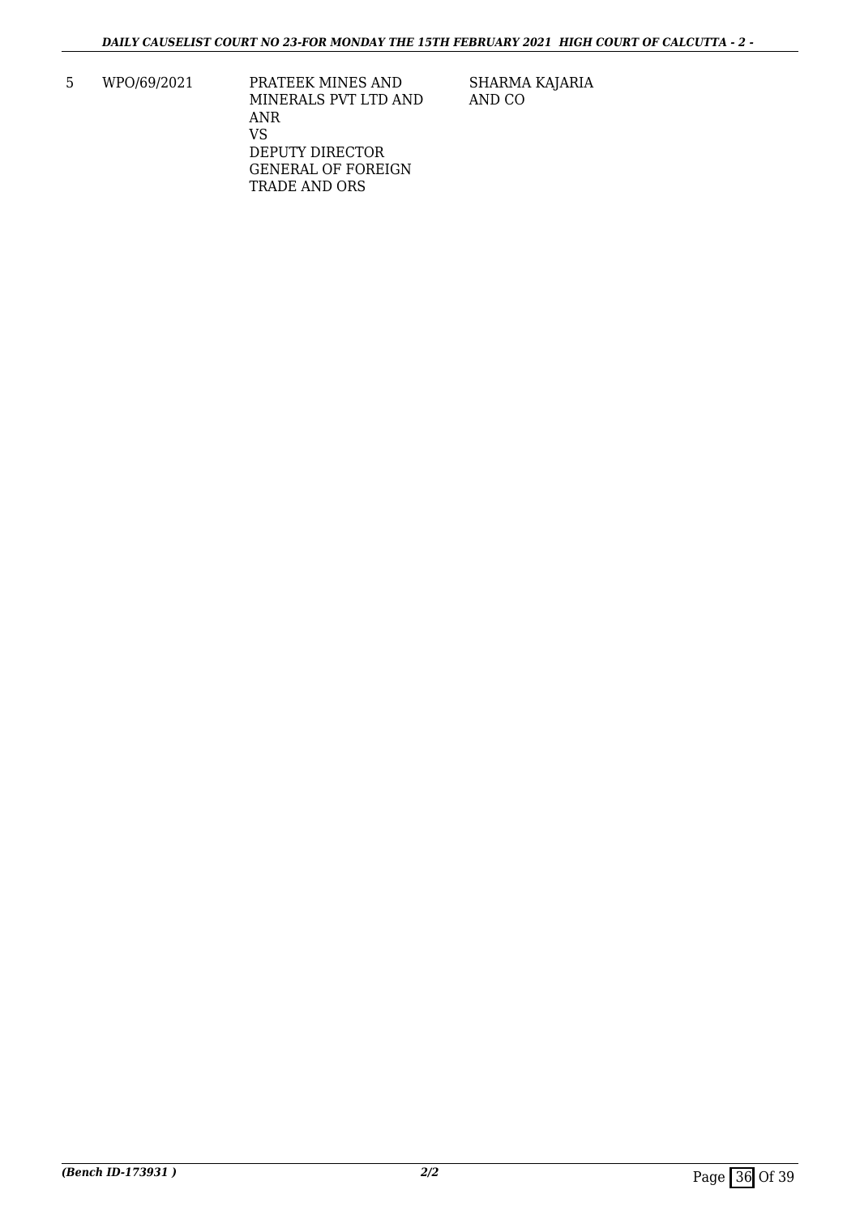| 5 | WPO/69/2021 | PRATEEK MINES AND MINERALS PVT LTD AND ANR<br>VS<br>DEPUTY DIRECTOR GENERAL OF FOREIGN TRADE AND ORS | SHARMA KAJARIA AND CO |
|---|---|---|---|

*(Bench ID-173931 )* ***2/2***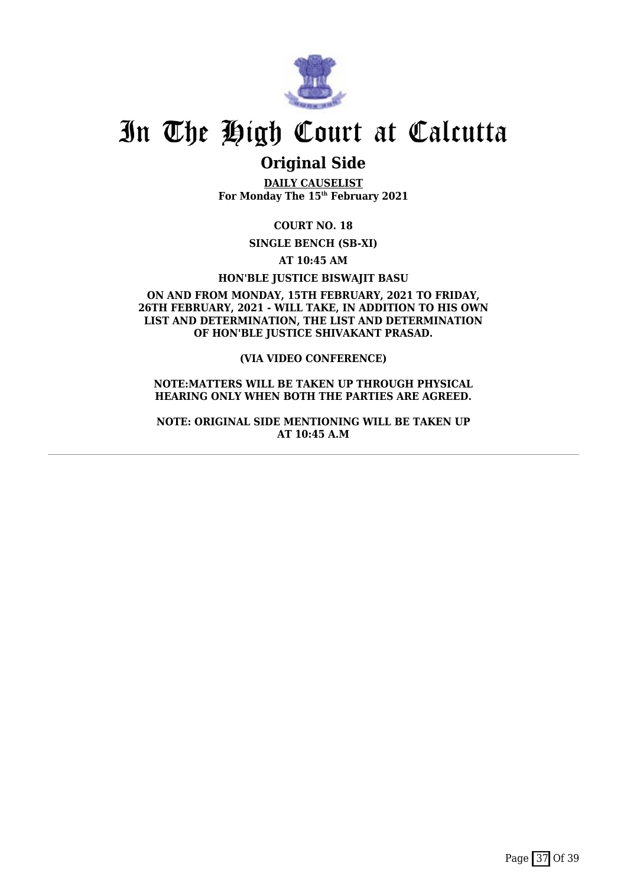# In The High Court at Calcutta

## Original Side

**DAILY CAUSELIST**
**For Monday The 15th February 2021**

**COURT NO. 18**

**SINGLE BENCH (SB-XI)**

**AT 10:45 AM**

**HON'BLE JUSTICE BISWAJIT BASU**

**ON AND FROM MONDAY, 15TH FEBRUARY, 2021 TO FRIDAY, 26TH FEBRUARY, 2021 - WILL TAKE, IN ADDITION TO HIS OWN LIST AND DETERMINATION, THE LIST AND DETERMINATION OF HON'BLE JUSTICE SHIVAKANT PRASAD.**

**(VIA VIDEO CONFERENCE)**

**NOTE:MATTERS WILL BE TAKEN UP THROUGH PHYSICAL HEARING ONLY WHEN BOTH THE PARTIES ARE AGREED.**

**NOTE: ORIGINAL SIDE MENTIONING WILL BE TAKEN UP AT 10:45 A.M**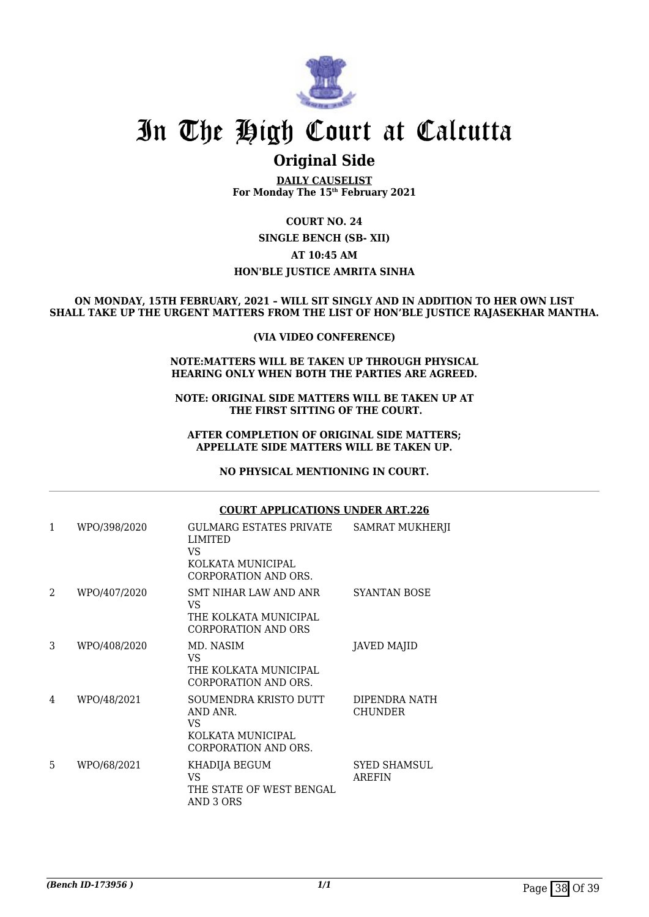# In The High Court at Calcutta

## Original Side

**DAILY CAUSELIST**
**For Monday The 15th February 2021**

**COURT NO. 24**

**SINGLE BENCH (SB- XII)**

**AT 10:45 AM**

**HON'BLE JUSTICE AMRITA SINHA**

**ON MONDAY, 15TH FEBRUARY, 2021 – WILL SIT SINGLY AND IN ADDITION TO HER OWN LIST SHALL TAKE UP THE URGENT MATTERS FROM THE LIST OF HON'BLE JUSTICE RAJASEKHAR MANTHA.**

**(VIA VIDEO CONFERENCE)**

**NOTE:MATTERS WILL BE TAKEN UP THROUGH PHYSICAL HEARING ONLY WHEN BOTH THE PARTIES ARE AGREED.**

**NOTE: ORIGINAL SIDE MATTERS WILL BE TAKEN UP AT THE FIRST SITTING OF THE COURT.**

**AFTER COMPLETION OF ORIGINAL SIDE MATTERS; APPELLATE SIDE MATTERS WILL BE TAKEN UP.**

**NO PHYSICAL MENTIONING IN COURT.**

---

**COURT APPLICATIONS UNDER ART.226**

| | | | |
|---|---|---|---|
| 1 | WPO/398/2020 | GULMARG ESTATES PRIVATE LIMITED VS KOLKATA MUNICIPAL CORPORATION AND ORS. | SAMRAT MUKHERJI |
| 2 | WPO/407/2020 | SMT NIHAR LAW AND ANR VS THE KOLKATA MUNICIPAL CORPORATION AND ORS | SYANTAN BOSE |
| 3 | WPO/408/2020 | MD. NASIM VS THE KOLKATA MUNICIPAL CORPORATION AND ORS. | JAVED MAJID |
| 4 | WPO/48/2021 | SOUMENDRA KRISTO DUTT AND ANR. VS KOLKATA MUNICIPAL CORPORATION AND ORS. | DIPENDRA NATH CHUNDER |
| 5 | WPO/68/2021 | KHADIJA BEGUM VS THE STATE OF WEST BENGAL AND 3 ORS | SYED SHAMSUL AREFIN |

*(Bench ID-173956 )*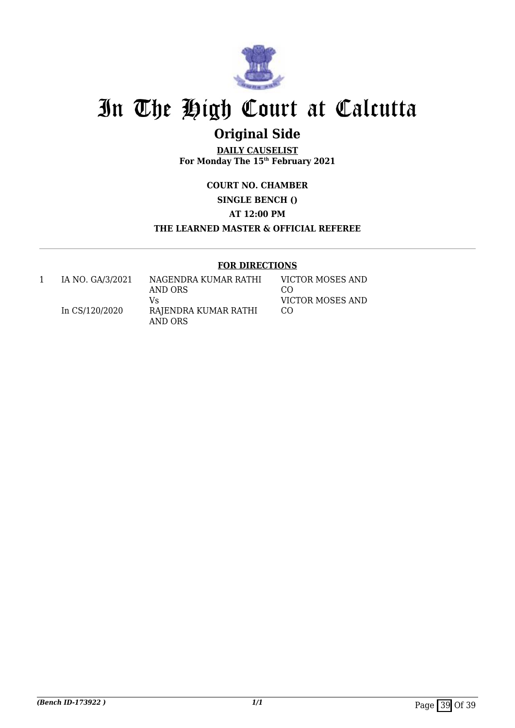# In The High Court at Calcutta

## Original Side

**DAILY CAUSELIST**
**For Monday The 15th February 2021**

**COURT NO. CHAMBER**

**SINGLE BENCH ()**

**AT 12:00 PM**

**THE LEARNED MASTER & OFFICIAL REFEREE**

**FOR DIRECTIONS**

| | | | |
|---|---|---|---|
| 1 | IA NO. GA/3/2021<br><br>In CS/120/2020 | NAGENDRA KUMAR RATHI AND ORS<br>Vs<br>RAJENDRA KUMAR RATHI AND ORS | VICTOR MOSES AND CO<br>VICTOR MOSES AND CO |

*(Bench ID-173922 )*